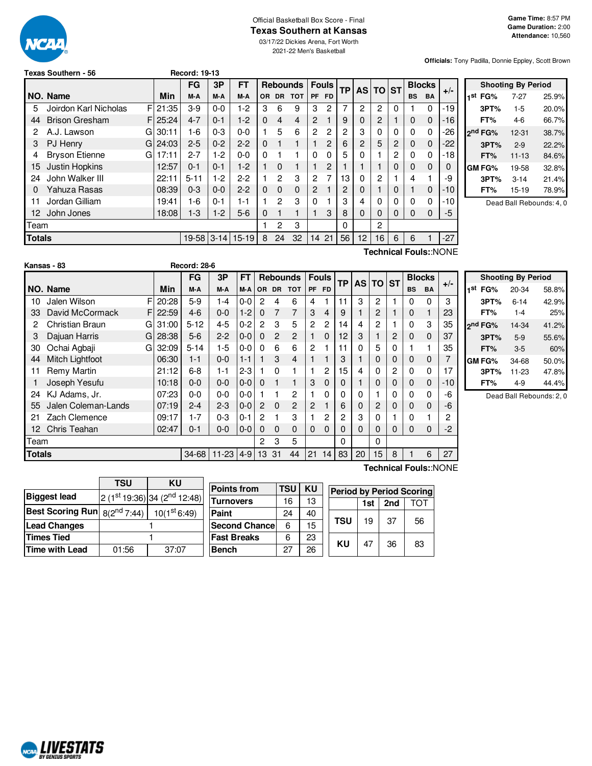Official Basketball Box Score - Final

# Texas Southern at Kansas

03/17/22 Dickies Arena, Fort Worth

2021-22 Men's Basketball

**Game Time:** 8:57 PM
**Game Duration:** 2:00
**Attendance:** 10,560

**Officials:** Tony Padilla, Donnie Eppley, Scott Brown

**Texas Southern - 56** Record: 19-13

| NO. | Name | | Min | FG M-A | 3P M-A | FT M-A | OR | DR | TOT | PF | FD | TP | AS | TO | ST | BS | BA | +/- |
|---|---|---|---|---|---|---|---|---|---|---|---|---|---|---|---|---|---|---|
| 5 | Jordon Karl Nicholas | F | 21:35 | 3-9 | 0-0 | 1-2 | 3 | 6 | 9 | 3 | 2 | 7 | 2 | 2 | 0 | 1 | 0 | -19 |
| 44 | Brison Gresham | F | 25:24 | 4-7 | 0-1 | 1-2 | 0 | 4 | 4 | 2 | 1 | 9 | 0 | 2 | 1 | 0 | 0 | -16 |
| 2 | A.J. Lawson | G | 30:11 | 1-6 | 0-3 | 0-0 | 1 | 5 | 6 | 2 | 2 | 2 | 3 | 0 | 0 | 0 | 0 | -26 |
| 3 | PJ Henry | G | 24:03 | 2-5 | 0-2 | 2-2 | 0 | 1 | 1 | 1 | 2 | 6 | 2 | 5 | 2 | 0 | 0 | -22 |
| 4 | Bryson Etienne | G | 17:11 | 2-7 | 1-2 | 0-0 | 0 | 1 | 1 | 0 | 0 | 5 | 0 | 1 | 2 | 0 | 0 | -18 |
| 15 | Justin Hopkins | | 12:57 | 0-1 | 0-1 | 1-2 | 1 | 0 | 1 | 1 | 2 | 1 | 1 | 1 | 0 | 0 | 0 | 0 |
| 24 | John Walker III | | 22:11 | 5-11 | 1-2 | 2-2 | 1 | 2 | 3 | 2 | 7 | 13 | 0 | 2 | 1 | 4 | 1 | -9 |
| 0 | Yahuza Rasas | | 08:39 | 0-3 | 0-0 | 2-2 | 0 | 0 | 0 | 2 | 1 | 2 | 0 | 1 | 0 | 1 | 0 | -10 |
| 11 | Jordan Gilliam | | 19:41 | 1-6 | 0-1 | 1-1 | 1 | 2 | 3 | 0 | 1 | 3 | 4 | 0 | 0 | 0 | 0 | -10 |
| 12 | John Jones | | 18:08 | 1-3 | 1-2 | 5-6 | 0 | 1 | 1 | 1 | 3 | 8 | 0 | 0 | 0 | 0 | 0 | -5 |
| | Team | | | | | | 1 | 2 | 3 | | | 0 | | 2 | | | | |
| | **Totals** | | | 19-58 | 3-14 | 15-19 | 8 | 24 | 32 | 14 | 21 | 56 | 12 | 16 | 6 | 6 | 1 | -27 |

**Technical Fouls:**:NONE

| Shooting By Period | | |
|---|---|---|
| 1st FG% | 7-27 | 25.9% |
| 3PT% | 1-5 | 20.0% |
| FT% | 4-6 | 66.7% |
| 2nd FG% | 12-31 | 38.7% |
| 3PT% | 2-9 | 22.2% |
| FT% | 11-13 | 84.6% |
| GM FG% | 19-58 | 32.8% |
| 3PT% | 3-14 | 21.4% |
| FT% | 15-19 | 78.9% |

Dead Ball Rebounds: 4, 0

**Kansas - 83** Record: 28-6

| NO. | Name | | Min | FG M-A | 3P M-A | FT M-A | OR | DR | TOT | PF | FD | TP | AS | TO | ST | BS | BA | +/- |
|---|---|---|---|---|---|---|---|---|---|---|---|---|---|---|---|---|---|---|
| 10 | Jalen Wilson | F | 20:28 | 5-9 | 1-4 | 0-0 | 2 | 4 | 6 | 4 | 1 | 11 | 3 | 2 | 1 | 0 | 0 | 3 |
| 33 | David McCormack | F | 22:59 | 4-6 | 0-0 | 1-2 | 0 | 7 | 7 | 3 | 4 | 9 | 1 | 2 | 1 | 0 | 1 | 23 |
| 2 | Christian Braun | G | 31:00 | 5-12 | 4-5 | 0-2 | 2 | 3 | 5 | 2 | 2 | 14 | 4 | 2 | 1 | 0 | 3 | 35 |
| 3 | Dajuan Harris | G | 28:38 | 5-6 | 2-2 | 0-0 | 0 | 2 | 2 | 1 | 0 | 12 | 3 | 1 | 2 | 0 | 0 | 37 |
| 30 | Ochai Agbaji | G | 32:09 | 5-14 | 1-5 | 0-0 | 0 | 6 | 6 | 2 | 1 | 11 | 0 | 5 | 0 | 1 | 1 | 35 |
| 44 | Mitch Lightfoot | | 06:30 | 1-1 | 0-0 | 1-1 | 1 | 3 | 4 | 1 | 1 | 3 | 1 | 0 | 0 | 0 | 0 | 7 |
| 11 | Remy Martin | | 21:12 | 6-8 | 1-1 | 2-3 | 1 | 0 | 1 | 1 | 2 | 15 | 4 | 0 | 2 | 0 | 0 | 17 |
| 1 | Joseph Yesufu | | 10:18 | 0-0 | 0-0 | 0-0 | 0 | 1 | 1 | 3 | 0 | 0 | 1 | 0 | 0 | 0 | 0 | -10 |
| 24 | KJ Adams, Jr. | | 07:23 | 0-0 | 0-0 | 0-0 | 1 | 1 | 2 | 1 | 0 | 0 | 0 | 1 | 0 | 0 | 0 | -6 |
| 55 | Jalen Coleman-Lands | | 07:19 | 2-4 | 2-3 | 0-0 | 2 | 0 | 2 | 2 | 1 | 6 | 0 | 2 | 0 | 0 | 0 | -6 |
| 21 | Zach Clemence | | 09:17 | 1-7 | 0-3 | 0-1 | 2 | 1 | 3 | 1 | 2 | 2 | 3 | 0 | 1 | 0 | 1 | 2 |
| 12 | Chris Teahan | | 02:47 | 0-1 | 0-0 | 0-0 | 0 | 0 | 0 | 0 | 0 | 0 | 0 | 0 | 0 | 0 | 0 | -2 |
| | Team | | | | | | 2 | 3 | 5 | | | 0 | | 0 | | | | |
| | **Totals** | | | 34-68 | 11-23 | 4-9 | 13 | 31 | 44 | 21 | 14 | 83 | 20 | 15 | 8 | 1 | 6 | 27 |

**Technical Fouls:**:NONE

| Shooting By Period | | |
|---|---|---|
| 1st FG% | 20-34 | 58.8% |
| 3PT% | 6-14 | 42.9% |
| FT% | 1-4 | 25% |
| 2nd FG% | 14-34 | 41.2% |
| 3PT% | 5-9 | 55.6% |
| FT% | 3-5 | 60% |
| GM FG% | 34-68 | 50.0% |
| 3PT% | 11-23 | 47.8% |
| FT% | 4-9 | 44.4% |

Dead Ball Rebounds: 2, 0

| | TSU | KU |
|---|---|---|
| Biggest lead | 2 (1st 19:36) | 34 (2nd 12:48) |
| Best Scoring Run | 8(2nd 7:44) | 10(1st 6:49) |
| Lead Changes | 1 | |
| Times Tied | 1 | |
| Time with Lead | 01:56 | 37:07 |

| Points from | TSU | KU |
|---|---|---|
| Turnovers | 16 | 13 |
| Paint | 24 | 40 |
| Second Chance | 6 | 15 |
| Fast Breaks | 6 | 23 |
| Bench | 27 | 26 |

| Period by Period Scoring | 1st | 2nd | TOT |
|---|---|---|---|
| TSU | 19 | 37 | 56 |
| KU | 47 | 36 | 83 |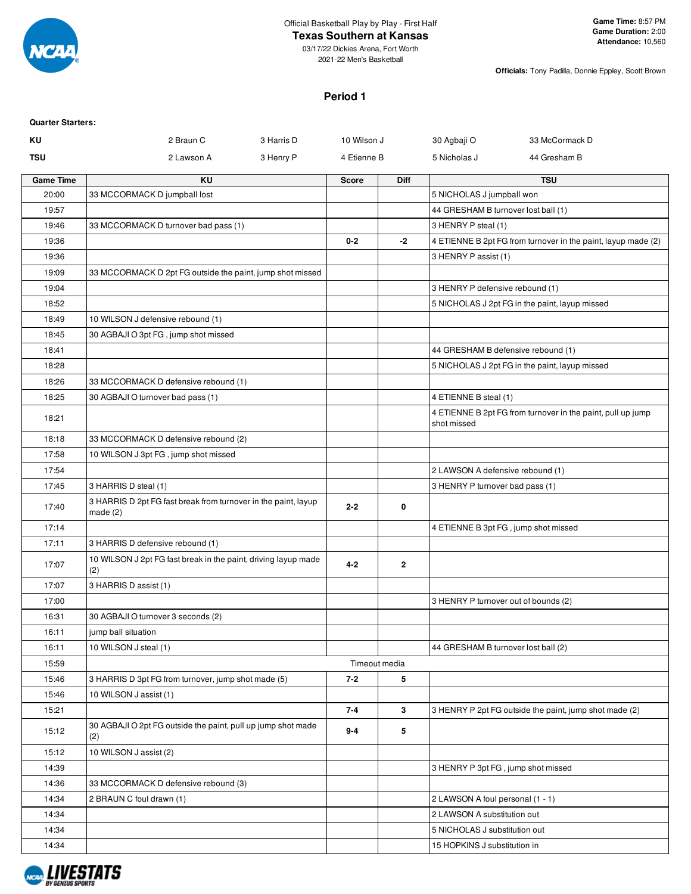Official Basketball Play by Play - First Half

# Texas Southern at Kansas

03/17/22 Dickies Arena, Fort Worth
2021-22 Men's Basketball

**Game Time:** 8:57 PM
**Game Duration:** 2:00
**Attendance:** 10,560

**Officials:** Tony Padilla, Donnie Eppley, Scott Brown

## Period 1

**Quarter Starters:**

| | | | | | |
|---|---|---|---|---|---|
| **KU** | 2 Braun C | 3 Harris D | 10 Wilson J | 30 Agbaji O | 33 McCormack D |
| **TSU** | 2 Lawson A | 3 Henry P | 4 Etienne B | 5 Nicholas J | 44 Gresham B |

| Game Time | KU | Score | Diff | TSU |
|---|---|---|---|---|
| 20:00 | 33 MCCORMACK D jumpball lost | | | 5 NICHOLAS J jumpball won |
| 19:57 | | | | 44 GRESHAM B turnover lost ball (1) |
| 19:46 | 33 MCCORMACK D turnover bad pass (1) | | | 3 HENRY P steal (1) |
| 19:36 | | 0-2 | -2 | 4 ETIENNE B 2pt FG from turnover in the paint, layup made (2) |
| 19:36 | | | | 3 HENRY P assist (1) |
| 19:09 | 33 MCCORMACK D 2pt FG outside the paint, jump shot missed | | | |
| 19:04 | | | | 3 HENRY P defensive rebound (1) |
| 18:52 | | | | 5 NICHOLAS J 2pt FG in the paint, layup missed |
| 18:49 | 10 WILSON J defensive rebound (1) | | | |
| 18:45 | 30 AGBAJI O 3pt FG , jump shot missed | | | |
| 18:41 | | | | 44 GRESHAM B defensive rebound (1) |
| 18:28 | | | | 5 NICHOLAS J 2pt FG in the paint, layup missed |
| 18:26 | 33 MCCORMACK D defensive rebound (1) | | | |
| 18:25 | 30 AGBAJI O turnover bad pass (1) | | | 4 ETIENNE B steal (1) |
| 18:21 | | | | 4 ETIENNE B 2pt FG from turnover in the paint, pull up jump shot missed |
| 18:18 | 33 MCCORMACK D defensive rebound (2) | | | |
| 17:58 | 10 WILSON J 3pt FG , jump shot missed | | | |
| 17:54 | | | | 2 LAWSON A defensive rebound (1) |
| 17:45 | 3 HARRIS D steal (1) | | | 3 HENRY P turnover bad pass (1) |
| 17:40 | 3 HARRIS D 2pt FG fast break from turnover in the paint, layup made (2) | 2-2 | 0 | |
| 17:14 | | | | 4 ETIENNE B 3pt FG , jump shot missed |
| 17:11 | 3 HARRIS D defensive rebound (1) | | | |
| 17:07 | 10 WILSON J 2pt FG fast break in the paint, driving layup made (2) | 4-2 | 2 | |
| 17:07 | 3 HARRIS D assist (1) | | | |
| 17:00 | | | | 3 HENRY P turnover out of bounds (2) |
| 16:31 | 30 AGBAJI O turnover 3 seconds (2) | | | |
| 16:11 | jump ball situation | | | |
| 16:11 | 10 WILSON J steal (1) | | | 44 GRESHAM B turnover lost ball (2) |
| 15:59 | Timeout media | | | |
| 15:46 | 3 HARRIS D 3pt FG from turnover, jump shot made (5) | 7-2 | 5 | |
| 15:46 | 10 WILSON J assist (1) | | | |
| 15:21 | | 7-4 | 3 | 3 HENRY P 2pt FG outside the paint, jump shot made (2) |
| 15:12 | 30 AGBAJI O 2pt FG outside the paint, pull up jump shot made (2) | 9-4 | 5 | |
| 15:12 | 10 WILSON J assist (2) | | | |
| 14:39 | | | | 3 HENRY P 3pt FG , jump shot missed |
| 14:36 | 33 MCCORMACK D defensive rebound (3) | | | |
| 14:34 | 2 BRAUN C foul drawn (1) | | | 2 LAWSON A foul personal (1 - 1) |
| 14:34 | | | | 2 LAWSON A substitution out |
| 14:34 | | | | 5 NICHOLAS J substitution out |
| 14:34 | | | | 15 HOPKINS J substitution in |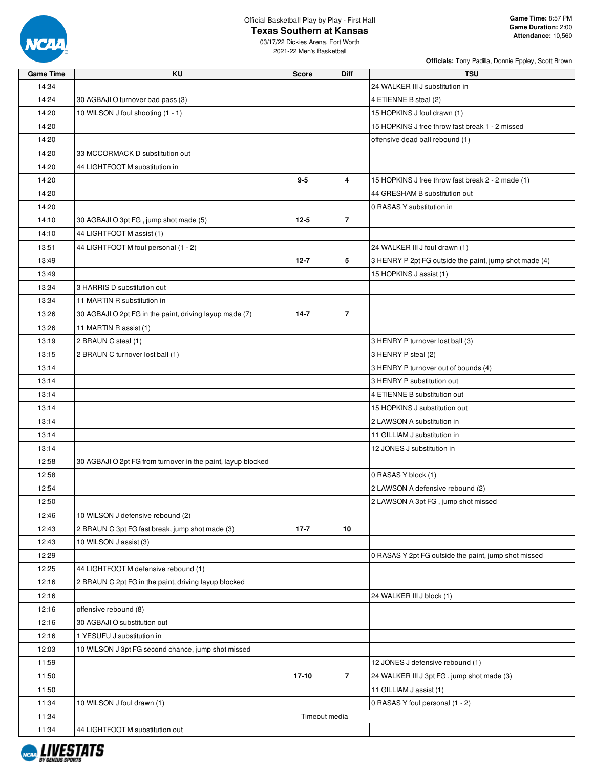Official Basketball Play by Play - First Half

# Texas Southern at Kansas

03/17/22 Dickies Arena, Fort Worth
2021-22 Men's Basketball

**Game Time:** 8:57 PM
**Game Duration:** 2:00
**Attendance:** 10,560

**Officials:** Tony Padilla, Donnie Eppley, Scott Brown

| Game Time | KU | Score | Diff | TSU |
|---|---|---|---|---|
| 14:34 | | | | 24 WALKER III J substitution in |
| 14:24 | 30 AGBAJI O turnover bad pass (3) | | | 4 ETIENNE B steal (2) |
| 14:20 | 10 WILSON J foul shooting (1 - 1) | | | 15 HOPKINS J foul drawn (1) |
| 14:20 | | | | 15 HOPKINS J free throw fast break 1 - 2 missed |
| 14:20 | | | | offensive dead ball rebound (1) |
| 14:20 | 33 MCCORMACK D substitution out | | | |
| 14:20 | 44 LIGHTFOOT M substitution in | | | |
| 14:20 | | 9-5 | 4 | 15 HOPKINS J free throw fast break 2 - 2 made (1) |
| 14:20 | | | | 44 GRESHAM B substitution out |
| 14:20 | | | | 0 RASAS Y substitution in |
| 14:10 | 30 AGBAJI O 3pt FG , jump shot made (5) | 12-5 | 7 | |
| 14:10 | 44 LIGHTFOOT M assist (1) | | | |
| 13:51 | 44 LIGHTFOOT M foul personal (1 - 2) | | | 24 WALKER III J foul drawn (1) |
| 13:49 | | 12-7 | 5 | 3 HENRY P 2pt FG outside the paint, jump shot made (4) |
| 13:49 | | | | 15 HOPKINS J assist (1) |
| 13:34 | 3 HARRIS D substitution out | | | |
| 13:34 | 11 MARTIN R substitution in | | | |
| 13:26 | 30 AGBAJI O 2pt FG in the paint, driving layup made (7) | 14-7 | 7 | |
| 13:26 | 11 MARTIN R assist (1) | | | |
| 13:19 | 2 BRAUN C steal (1) | | | 3 HENRY P turnover lost ball (3) |
| 13:15 | 2 BRAUN C turnover lost ball (1) | | | 3 HENRY P steal (2) |
| 13:14 | | | | 3 HENRY P turnover out of bounds (4) |
| 13:14 | | | | 3 HENRY P substitution out |
| 13:14 | | | | 4 ETIENNE B substitution out |
| 13:14 | | | | 15 HOPKINS J substitution out |
| 13:14 | | | | 2 LAWSON A substitution in |
| 13:14 | | | | 11 GILLIAM J substitution in |
| 13:14 | | | | 12 JONES J substitution in |
| 12:58 | 30 AGBAJI O 2pt FG from turnover in the paint, layup blocked | | | |
| 12:58 | | | | 0 RASAS Y block (1) |
| 12:54 | | | | 2 LAWSON A defensive rebound (2) |
| 12:50 | | | | 2 LAWSON A 3pt FG , jump shot missed |
| 12:46 | 10 WILSON J defensive rebound (2) | | | |
| 12:43 | 2 BRAUN C 3pt FG fast break, jump shot made (3) | 17-7 | 10 | |
| 12:43 | 10 WILSON J assist (3) | | | |
| 12:29 | | | | 0 RASAS Y 2pt FG outside the paint, jump shot missed |
| 12:25 | 44 LIGHTFOOT M defensive rebound (1) | | | |
| 12:16 | 2 BRAUN C 2pt FG in the paint, driving layup blocked | | | |
| 12:16 | | | | 24 WALKER III J block (1) |
| 12:16 | offensive rebound (8) | | | |
| 12:16 | 30 AGBAJI O substitution out | | | |
| 12:16 | 1 YESUFU J substitution in | | | |
| 12:03 | 10 WILSON J 3pt FG second chance, jump shot missed | | | |
| 11:59 | | | | 12 JONES J defensive rebound (1) |
| 11:50 | | 17-10 | 7 | 24 WALKER III J 3pt FG , jump shot made (3) |
| 11:50 | | | | 11 GILLIAM J assist (1) |
| 11:34 | 10 WILSON J foul drawn (1) | | | 0 RASAS Y foul personal (1 - 2) |
| 11:34 | | Timeout media | | |
| 11:34 | 44 LIGHTFOOT M substitution out | | | |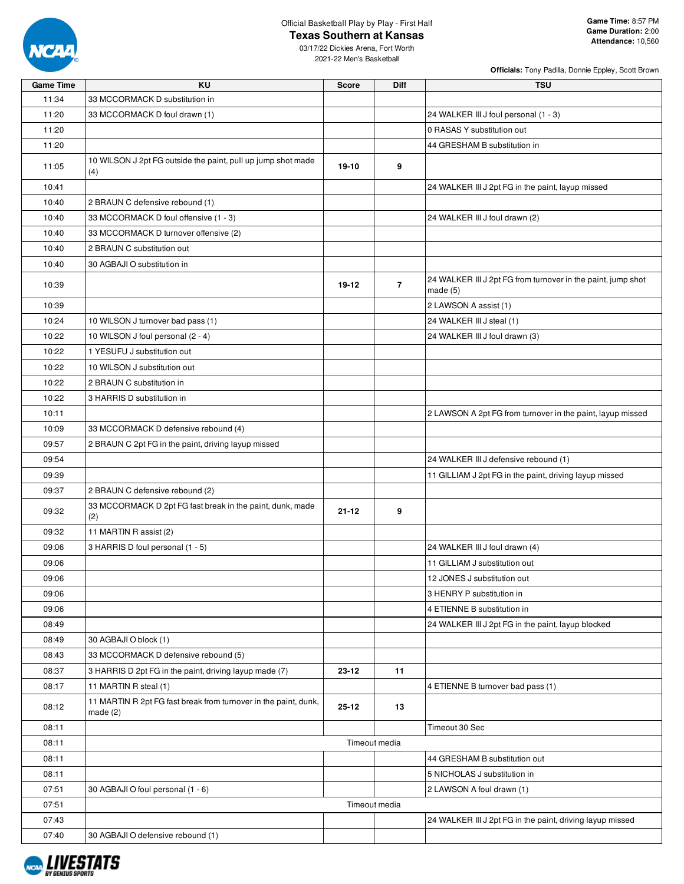Official Basketball Play by Play - First Half

# Texas Southern at Kansas

03/17/22 Dickies Arena, Fort Worth

2021-22 Men's Basketball

**Game Time:** 8:57 PM
**Game Duration:** 2:00
**Attendance:** 10,560

**Officials:** Tony Padilla, Donnie Eppley, Scott Brown

| Game Time | KU | Score | Diff | TSU |
|---|---|---|---|---|
| 11:34 | 33 MCCORMACK D substitution in | | | |
| 11:20 | 33 MCCORMACK D foul drawn (1) | | | 24 WALKER III J foul personal (1 - 3) |
| 11:20 | | | | 0 RASAS Y substitution out |
| 11:20 | | | | 44 GRESHAM B substitution in |
| 11:05 | 10 WILSON J 2pt FG outside the paint, pull up jump shot made (4) | 19-10 | 9 | |
| 10:41 | | | | 24 WALKER III J 2pt FG in the paint, layup missed |
| 10:40 | 2 BRAUN C defensive rebound (1) | | | |
| 10:40 | 33 MCCORMACK D foul offensive (1 - 3) | | | 24 WALKER III J foul drawn (2) |
| 10:40 | 33 MCCORMACK D turnover offensive (2) | | | |
| 10:40 | 2 BRAUN C substitution out | | | |
| 10:40 | 30 AGBAJI O substitution in | | | |
| 10:39 | | 19-12 | 7 | 24 WALKER III J 2pt FG from turnover in the paint, jump shot made (5) |
| 10:39 | | | | 2 LAWSON A assist (1) |
| 10:24 | 10 WILSON J turnover bad pass (1) | | | 24 WALKER III J steal (1) |
| 10:22 | 10 WILSON J foul personal (2 - 4) | | | 24 WALKER III J foul drawn (3) |
| 10:22 | 1 YESUFU J substitution out | | | |
| 10:22 | 10 WILSON J substitution out | | | |
| 10:22 | 2 BRAUN C substitution in | | | |
| 10:22 | 3 HARRIS D substitution in | | | |
| 10:11 | | | | 2 LAWSON A 2pt FG from turnover in the paint, layup missed |
| 10:09 | 33 MCCORMACK D defensive rebound (4) | | | |
| 09:57 | 2 BRAUN C 2pt FG in the paint, driving layup missed | | | |
| 09:54 | | | | 24 WALKER III J defensive rebound (1) |
| 09:39 | | | | 11 GILLIAM J 2pt FG in the paint, driving layup missed |
| 09:37 | 2 BRAUN C defensive rebound (2) | | | |
| 09:32 | 33 MCCORMACK D 2pt FG fast break in the paint, dunk, made (2) | 21-12 | 9 | |
| 09:32 | 11 MARTIN R assist (2) | | | |
| 09:06 | 3 HARRIS D foul personal (1 - 5) | | | 24 WALKER III J foul drawn (4) |
| 09:06 | | | | 11 GILLIAM J substitution out |
| 09:06 | | | | 12 JONES J substitution out |
| 09:06 | | | | 3 HENRY P substitution in |
| 09:06 | | | | 4 ETIENNE B substitution in |
| 08:49 | | | | 24 WALKER III J 2pt FG in the paint, layup blocked |
| 08:49 | 30 AGBAJI O block (1) | | | |
| 08:43 | 33 MCCORMACK D defensive rebound (5) | | | |
| 08:37 | 3 HARRIS D 2pt FG in the paint, driving layup made (7) | 23-12 | 11 | |
| 08:17 | 11 MARTIN R steal (1) | | | 4 ETIENNE B turnover bad pass (1) |
| 08:12 | 11 MARTIN R 2pt FG fast break from turnover in the paint, dunk, made (2) | 25-12 | 13 | |
| 08:11 | | | | Timeout 30 Sec |
| 08:11 | Timeout media | | | |
| 08:11 | | | | 44 GRESHAM B substitution out |
| 08:11 | | | | 5 NICHOLAS J substitution in |
| 07:51 | 30 AGBAJI O foul personal (1 - 6) | | | 2 LAWSON A foul drawn (1) |
| 07:51 | Timeout media | | | |
| 07:43 | | | | 24 WALKER III J 2pt FG in the paint, driving layup missed |
| 07:40 | 30 AGBAJI O defensive rebound (1) | | | |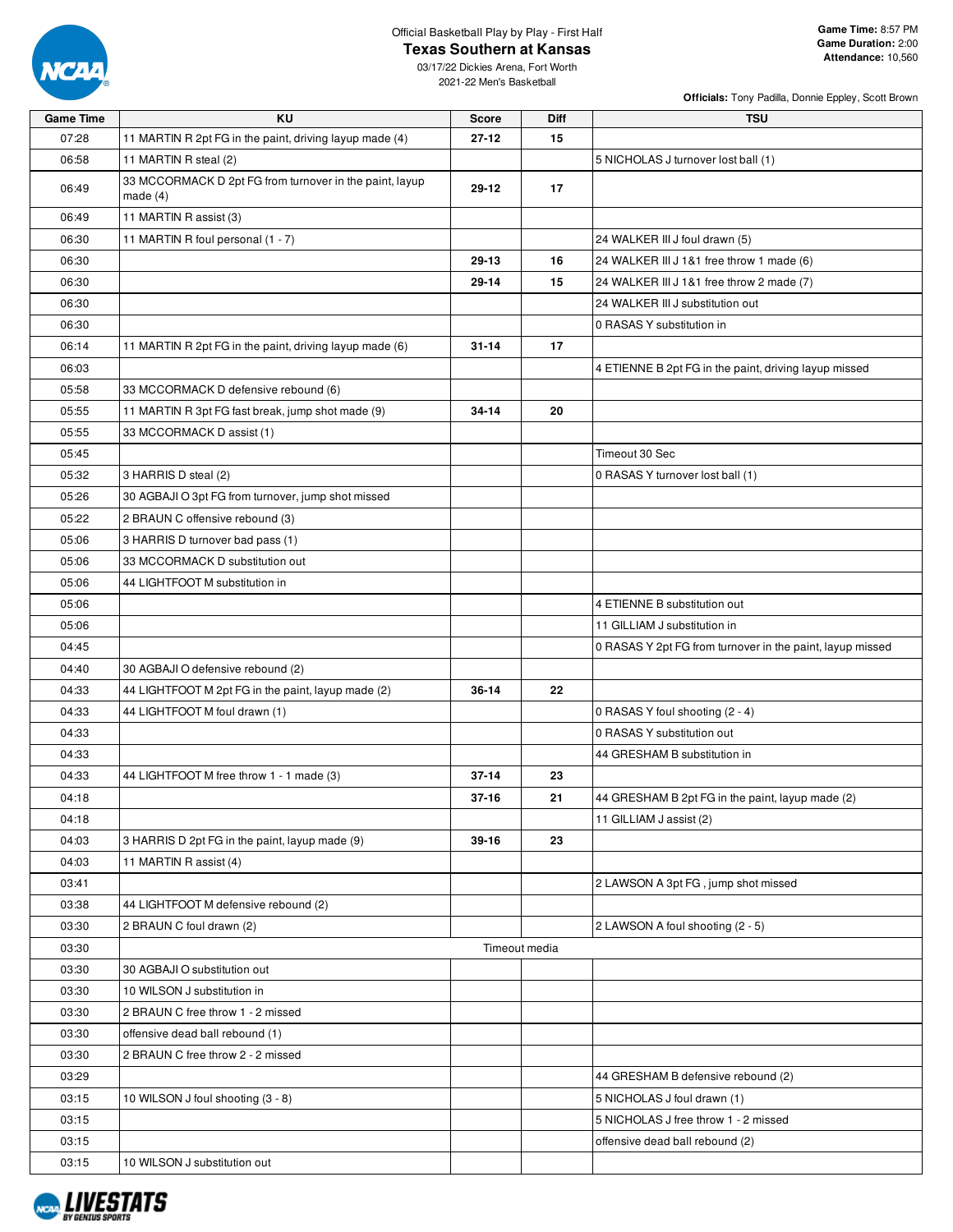Official Basketball Play by Play - First Half

# Texas Southern at Kansas

03/17/22 Dickies Arena, Fort Worth
2021-22 Men's Basketball

**Game Time:** 8:57 PM
**Game Duration:** 2:00
**Attendance:** 10,560

**Officials:** Tony Padilla, Donnie Eppley, Scott Brown

| Game Time | KU | Score | Diff | TSU |
|---|---|---|---|---|
| 07:28 | 11 MARTIN R 2pt FG in the paint, driving layup made (4) | 27-12 | 15 | |
| 06:58 | 11 MARTIN R steal (2) | | | 5 NICHOLAS J turnover lost ball (1) |
| 06:49 | 33 MCCORMACK D 2pt FG from turnover in the paint, layup made (4) | 29-12 | 17 | |
| 06:49 | 11 MARTIN R assist (3) | | | |
| 06:30 | 11 MARTIN R foul personal (1 - 7) | | | 24 WALKER III J foul drawn (5) |
| 06:30 | | 29-13 | 16 | 24 WALKER III J 1&1 free throw 1 made (6) |
| 06:30 | | 29-14 | 15 | 24 WALKER III J 1&1 free throw 2 made (7) |
| 06:30 | | | | 24 WALKER III J substitution out |
| 06:30 | | | | 0 RASAS Y substitution in |
| 06:14 | 11 MARTIN R 2pt FG in the paint, driving layup made (6) | 31-14 | 17 | |
| 06:03 | | | | 4 ETIENNE B 2pt FG in the paint, driving layup missed |
| 05:58 | 33 MCCORMACK D defensive rebound (6) | | | |
| 05:55 | 11 MARTIN R 3pt FG fast break, jump shot made (9) | 34-14 | 20 | |
| 05:55 | 33 MCCORMACK D assist (1) | | | |
| 05:45 | | | | Timeout 30 Sec |
| 05:32 | 3 HARRIS D steal (2) | | | 0 RASAS Y turnover lost ball (1) |
| 05:26 | 30 AGBAJI O 3pt FG from turnover, jump shot missed | | | |
| 05:22 | 2 BRAUN C offensive rebound (3) | | | |
| 05:06 | 3 HARRIS D turnover bad pass (1) | | | |
| 05:06 | 33 MCCORMACK D substitution out | | | |
| 05:06 | 44 LIGHTFOOT M substitution in | | | |
| 05:06 | | | | 4 ETIENNE B substitution out |
| 05:06 | | | | 11 GILLIAM J substitution in |
| 04:45 | | | | 0 RASAS Y 2pt FG from turnover in the paint, layup missed |
| 04:40 | 30 AGBAJI O defensive rebound (2) | | | |
| 04:33 | 44 LIGHTFOOT M 2pt FG in the paint, layup made (2) | 36-14 | 22 | |
| 04:33 | 44 LIGHTFOOT M foul drawn (1) | | | 0 RASAS Y foul shooting (2 - 4) |
| 04:33 | | | | 0 RASAS Y substitution out |
| 04:33 | | | | 44 GRESHAM B substitution in |
| 04:33 | 44 LIGHTFOOT M free throw 1 - 1 made (3) | 37-14 | 23 | |
| 04:18 | | 37-16 | 21 | 44 GRESHAM B 2pt FG in the paint, layup made (2) |
| 04:18 | | | | 11 GILLIAM J assist (2) |
| 04:03 | 3 HARRIS D 2pt FG in the paint, layup made (9) | 39-16 | 23 | |
| 04:03 | 11 MARTIN R assist (4) | | | |
| 03:41 | | | | 2 LAWSON A 3pt FG , jump shot missed |
| 03:38 | 44 LIGHTFOOT M defensive rebound (2) | | | |
| 03:30 | 2 BRAUN C foul drawn (2) | | | 2 LAWSON A foul shooting (2 - 5) |
| 03:30 | Timeout media | | | |
| 03:30 | 30 AGBAJI O substitution out | | | |
| 03:30 | 10 WILSON J substitution in | | | |
| 03:30 | 2 BRAUN C free throw 1 - 2 missed | | | |
| 03:30 | offensive dead ball rebound (1) | | | |
| 03:30 | 2 BRAUN C free throw 2 - 2 missed | | | |
| 03:29 | | | | 44 GRESHAM B defensive rebound (2) |
| 03:15 | 10 WILSON J foul shooting (3 - 8) | | | 5 NICHOLAS J foul drawn (1) |
| 03:15 | | | | 5 NICHOLAS J free throw 1 - 2 missed |
| 03:15 | | | | offensive dead ball rebound (2) |
| 03:15 | 10 WILSON J substitution out | | | |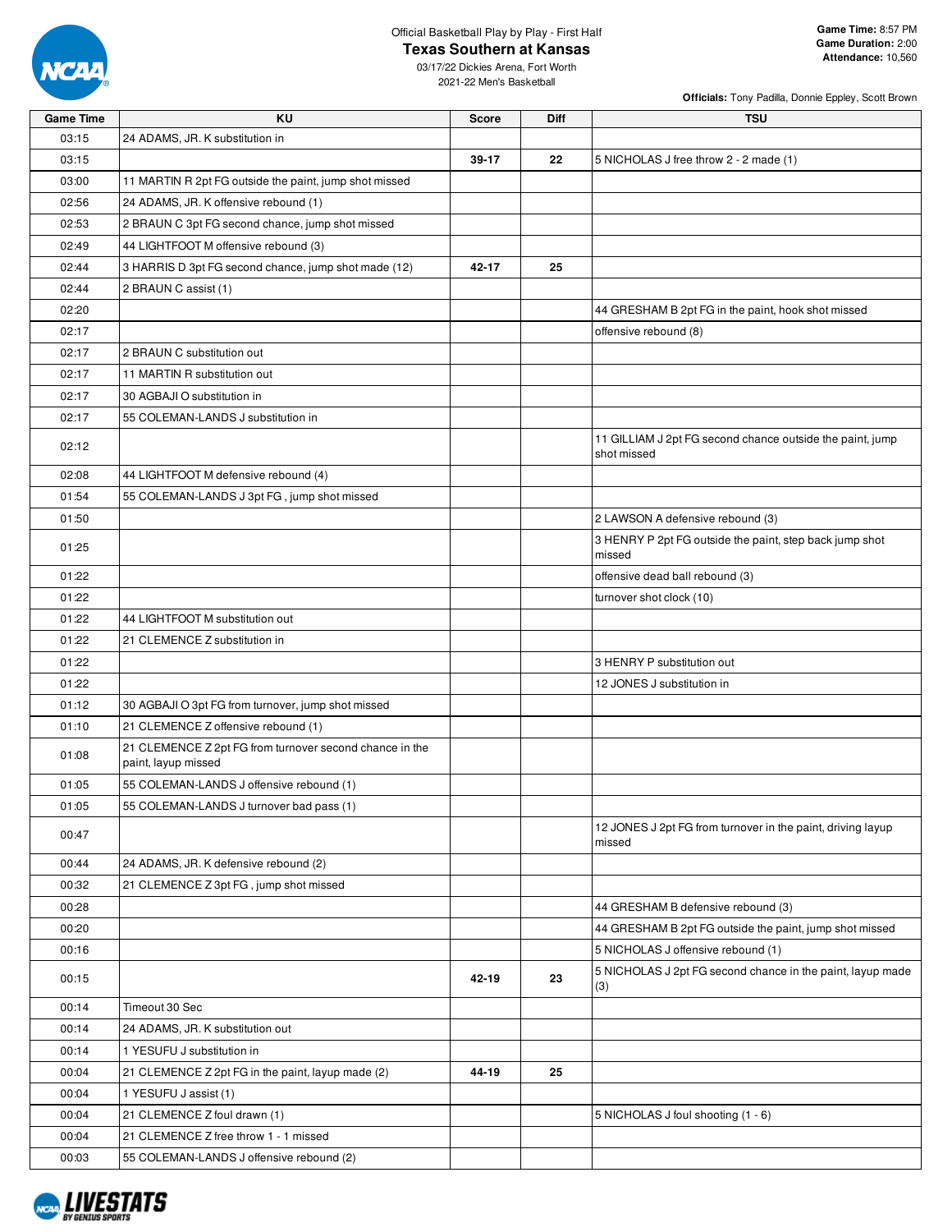Official Basketball Play by Play - First Half

# Texas Southern at Kansas

03/17/22 Dickies Arena, Fort Worth
2021-22 Men's Basketball

**Game Time:** 8:57 PM
**Game Duration:** 2:00
**Attendance:** 10,560

**Officials:** Tony Padilla, Donnie Eppley, Scott Brown

| Game Time | KU | Score | Diff | TSU |
|---|---|---|---|---|
| 03:15 | 24 ADAMS, JR. K substitution in | | | |
| 03:15 | | 39-17 | 22 | 5 NICHOLAS J free throw 2 - 2 made (1) |
| 03:00 | 11 MARTIN R 2pt FG outside the paint, jump shot missed | | | |
| 02:56 | 24 ADAMS, JR. K offensive rebound (1) | | | |
| 02:53 | 2 BRAUN C 3pt FG second chance, jump shot missed | | | |
| 02:49 | 44 LIGHTFOOT M offensive rebound (3) | | | |
| 02:44 | 3 HARRIS D 3pt FG second chance, jump shot made (12) | 42-17 | 25 | |
| 02:44 | 2 BRAUN C assist (1) | | | |
| 02:20 | | | | 44 GRESHAM B 2pt FG in the paint, hook shot missed |
| 02:17 | | | | offensive rebound (8) |
| 02:17 | 2 BRAUN C substitution out | | | |
| 02:17 | 11 MARTIN R substitution out | | | |
| 02:17 | 30 AGBAJI O substitution in | | | |
| 02:17 | 55 COLEMAN-LANDS J substitution in | | | |
| 02:12 | | | | 11 GILLIAM J 2pt FG second chance outside the paint, jump shot missed |
| 02:08 | 44 LIGHTFOOT M defensive rebound (4) | | | |
| 01:54 | 55 COLEMAN-LANDS J 3pt FG , jump shot missed | | | |
| 01:50 | | | | 2 LAWSON A defensive rebound (3) |
| 01:25 | | | | 3 HENRY P 2pt FG outside the paint, step back jump shot missed |
| 01:22 | | | | offensive dead ball rebound (3) |
| 01:22 | | | | turnover shot clock (10) |
| 01:22 | 44 LIGHTFOOT M substitution out | | | |
| 01:22 | 21 CLEMENCE Z substitution in | | | |
| 01:22 | | | | 3 HENRY P substitution out |
| 01:22 | | | | 12 JONES J substitution in |
| 01:12 | 30 AGBAJI O 3pt FG from turnover, jump shot missed | | | |
| 01:10 | 21 CLEMENCE Z offensive rebound (1) | | | |
| 01:08 | 21 CLEMENCE Z 2pt FG from turnover second chance in the paint, layup missed | | | |
| 01:05 | 55 COLEMAN-LANDS J offensive rebound (1) | | | |
| 01:05 | 55 COLEMAN-LANDS J turnover bad pass (1) | | | |
| 00:47 | | | | 12 JONES J 2pt FG from turnover in the paint, driving layup missed |
| 00:44 | 24 ADAMS, JR. K defensive rebound (2) | | | |
| 00:32 | 21 CLEMENCE Z 3pt FG , jump shot missed | | | |
| 00:28 | | | | 44 GRESHAM B defensive rebound (3) |
| 00:20 | | | | 44 GRESHAM B 2pt FG outside the paint, jump shot missed |
| 00:16 | | | | 5 NICHOLAS J offensive rebound (1) |
| 00:15 | | 42-19 | 23 | 5 NICHOLAS J 2pt FG second chance in the paint, layup made (3) |
| 00:14 | Timeout 30 Sec | | | |
| 00:14 | 24 ADAMS, JR. K substitution out | | | |
| 00:14 | 1 YESUFU J substitution in | | | |
| 00:04 | 21 CLEMENCE Z 2pt FG in the paint, layup made (2) | 44-19 | 25 | |
| 00:04 | 1 YESUFU J assist (1) | | | |
| 00:04 | 21 CLEMENCE Z foul drawn (1) | | | 5 NICHOLAS J foul shooting (1 - 6) |
| 00:04 | 21 CLEMENCE Z free throw 1 - 1 missed | | | |
| 00:03 | 55 COLEMAN-LANDS J offensive rebound (2) | | | |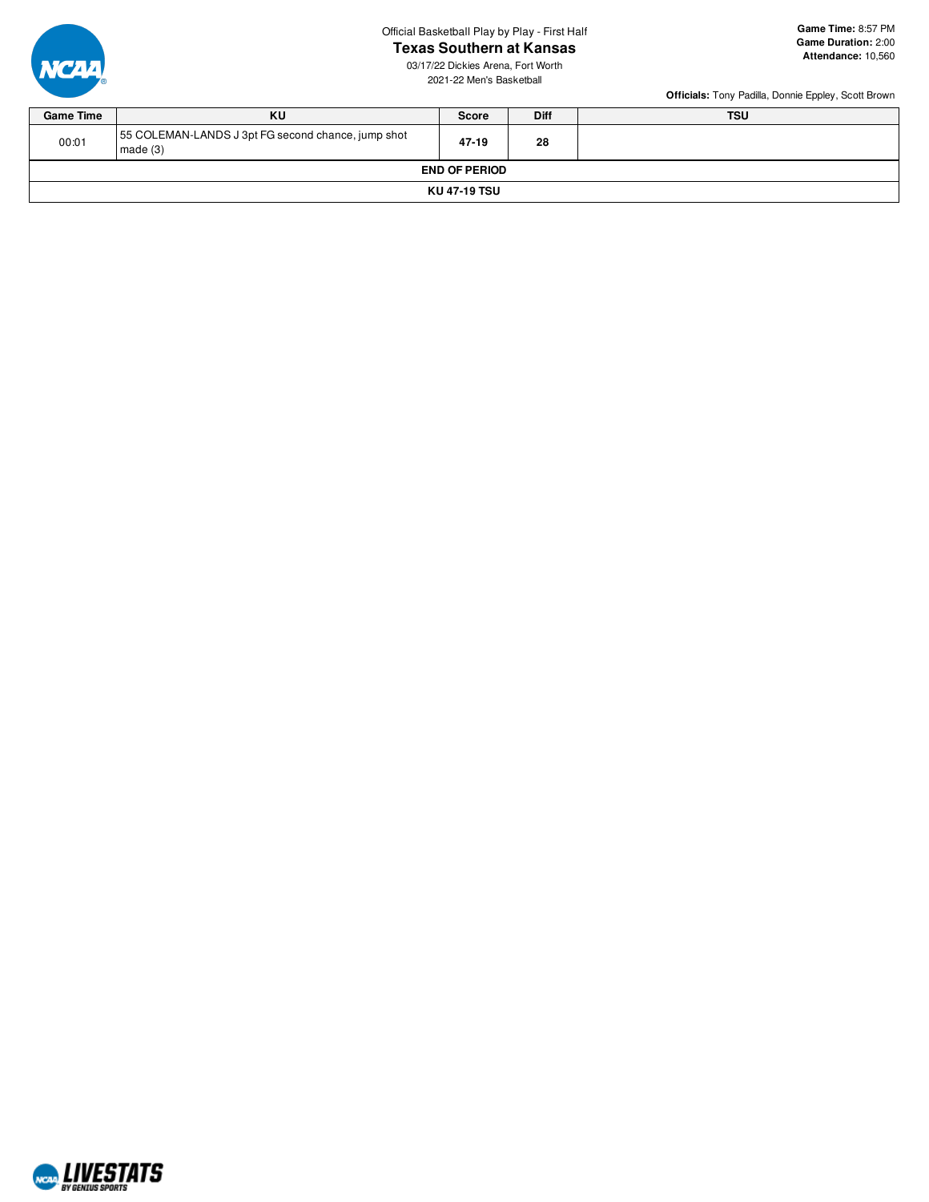Official Basketball Play by Play - First Half

## Texas Southern at Kansas

03/17/22 Dickies Arena, Fort Worth
2021-22 Men's Basketball

**Game Time:** 8:57 PM
**Game Duration:** 2:00
**Attendance:** 10,560

**Officials:** Tony Padilla, Donnie Eppley, Scott Brown

| Game Time | KU | Score | Diff | TSU |
|---|---|---|---|---|
| 00:01 | 55 COLEMAN-LANDS J 3pt FG second chance, jump shot made (3) | 47-19 | 28 | |
| END OF PERIOD | | | | |
| KU 47-19 TSU | | | | |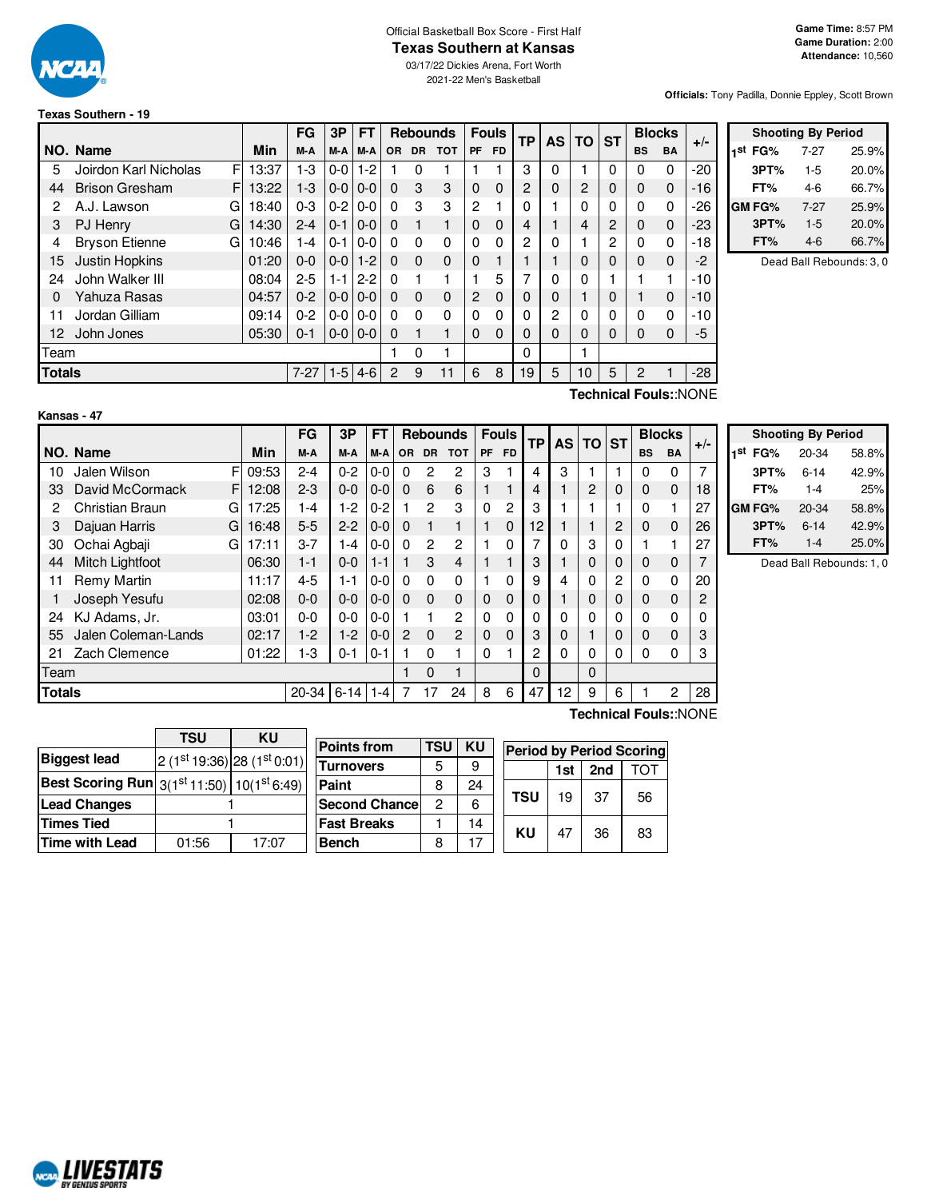Official Basketball Box Score - First Half

# Texas Southern at Kansas

03/17/22 Dickies Arena, Fort Worth
2021-22 Men's Basketball

**Game Time:** 8:57 PM
**Game Duration:** 2:00
**Attendance:** 10,560

**Officials:** Tony Padilla, Donnie Eppley, Scott Brown

## Texas Southern - 19

| NO. | Name | | Min | FG M-A | 3P M-A | FT M-A | OR | DR | TOT | PF | FD | TP | AS | TO | ST | BS | BA | +/- |
|---|---|---|---|---|---|---|---|---|---|---|---|---|---|---|---|---|---|---|
| 5 | Joirdon Karl Nicholas | F | 13:37 | 1-3 | 0-0 | 1-2 | 1 | 0 | 1 | 1 | 1 | 3 | 0 | 1 | 0 | 0 | 0 | -20 |
| 44 | Brison Gresham | F | 13:22 | 1-3 | 0-0 | 0-0 | 0 | 3 | 3 | 0 | 0 | 2 | 0 | 2 | 0 | 0 | 0 | -16 |
| 2 | A.J. Lawson | G | 18:40 | 0-3 | 0-2 | 0-0 | 0 | 3 | 3 | 2 | 1 | 0 | 1 | 0 | 0 | 0 | 0 | -26 |
| 3 | PJ Henry | G | 14:30 | 2-4 | 0-1 | 0-0 | 0 | 1 | 1 | 0 | 0 | 4 | 1 | 4 | 2 | 0 | 0 | -23 |
| 4 | Bryson Etienne | G | 10:46 | 1-4 | 0-1 | 0-0 | 0 | 0 | 0 | 0 | 0 | 2 | 0 | 1 | 2 | 0 | 0 | -18 |
| 15 | Justin Hopkins | | 01:20 | 0-0 | 0-0 | 1-2 | 0 | 0 | 0 | 0 | 1 | 1 | 1 | 0 | 0 | 0 | 0 | -2 |
| 24 | John Walker III | | 08:04 | 2-5 | 1-1 | 2-2 | 0 | 1 | 1 | 1 | 5 | 7 | 0 | 0 | 1 | 1 | 1 | -10 |
| 0 | Yahuza Rasas | | 04:57 | 0-2 | 0-0 | 0-0 | 0 | 0 | 0 | 2 | 0 | 0 | 0 | 1 | 0 | 1 | 0 | -10 |
| 11 | Jordan Gilliam | | 09:14 | 0-2 | 0-0 | 0-0 | 0 | 0 | 0 | 0 | 0 | 0 | 2 | 0 | 0 | 0 | 0 | -10 |
| 12 | John Jones | | 05:30 | 0-1 | 0-0 | 0-0 | 0 | 1 | 1 | 0 | 0 | 0 | 0 | 0 | 0 | 0 | 0 | -5 |
| Team | | | | | | | 1 | 0 | 1 | | | 0 | | 1 | | | | |
| **Totals** | | | | 7-27 | 1-5 | 4-6 | 2 | 9 | 11 | 6 | 8 | 19 | 5 | 10 | 5 | 2 | 1 | -28 |

**Technical Fouls:**:NONE

| Shooting By Period | | |
|---|---|---|
| 1st FG% | 7-27 | 25.9% |
| 3PT% | 1-5 | 20.0% |
| FT% | 4-6 | 66.7% |
| GM FG% | 7-27 | 25.9% |
| 3PT% | 1-5 | 20.0% |
| FT% | 4-6 | 66.7% |

Dead Ball Rebounds: 3, 0

## Kansas - 47

| NO. | Name | | Min | FG M-A | 3P M-A | FT M-A | OR | DR | TOT | PF | FD | TP | AS | TO | ST | BS | BA | +/- |
|---|---|---|---|---|---|---|---|---|---|---|---|---|---|---|---|---|---|---|
| 10 | Jalen Wilson | F | 09:53 | 2-4 | 0-2 | 0-0 | 0 | 2 | 2 | 3 | 1 | 4 | 3 | 1 | 1 | 0 | 0 | 7 |
| 33 | David McCormack | F | 12:08 | 2-3 | 0-0 | 0-0 | 0 | 6 | 6 | 1 | 1 | 4 | 1 | 2 | 0 | 0 | 0 | 18 |
| 2 | Christian Braun | G | 17:25 | 1-4 | 1-2 | 0-2 | 1 | 2 | 3 | 0 | 2 | 3 | 1 | 1 | 1 | 0 | 1 | 27 |
| 3 | Dajuan Harris | G | 16:48 | 5-5 | 2-2 | 0-0 | 0 | 1 | 1 | 1 | 0 | 12 | 1 | 1 | 2 | 0 | 0 | 26 |
| 30 | Ochai Agbaji | G | 17:11 | 3-7 | 1-4 | 0-0 | 0 | 2 | 2 | 1 | 0 | 7 | 0 | 3 | 0 | 1 | 1 | 27 |
| 44 | Mitch Lightfoot | | 06:30 | 1-1 | 0-0 | 1-1 | 1 | 3 | 4 | 1 | 1 | 3 | 1 | 0 | 0 | 0 | 0 | 7 |
| 11 | Remy Martin | | 11:17 | 4-5 | 1-1 | 0-0 | 0 | 0 | 0 | 1 | 0 | 9 | 4 | 0 | 2 | 0 | 0 | 20 |
| 1 | Joseph Yesufu | | 02:08 | 0-0 | 0-0 | 0-0 | 0 | 0 | 0 | 0 | 0 | 0 | 1 | 0 | 0 | 0 | 0 | 2 |
| 24 | KJ Adams, Jr. | | 03:01 | 0-0 | 0-0 | 0-0 | 1 | 1 | 2 | 0 | 0 | 0 | 0 | 0 | 0 | 0 | 0 | 0 |
| 55 | Jalen Coleman-Lands | | 02:17 | 1-2 | 1-2 | 0-0 | 2 | 0 | 2 | 0 | 0 | 3 | 0 | 1 | 0 | 0 | 0 | 3 |
| 21 | Zach Clemence | | 01:22 | 1-3 | 0-1 | 0-1 | 1 | 0 | 1 | 0 | 1 | 2 | 0 | 0 | 0 | 0 | 0 | 3 |
| Team | | | | | | | 1 | 0 | 1 | | | 0 | | 0 | | | | |
| **Totals** | | | | 20-34 | 6-14 | 1-4 | 7 | 17 | 24 | 8 | 6 | 47 | 12 | 9 | 6 | 1 | 2 | 28 |

**Technical Fouls:**:NONE

| Shooting By Period | | |
|---|---|---|
| 1st FG% | 20-34 | 58.8% |
| 3PT% | 6-14 | 42.9% |
| FT% | 1-4 | 25% |
| GM FG% | 20-34 | 58.8% |
| 3PT% | 6-14 | 42.9% |
| FT% | 1-4 | 25.0% |

Dead Ball Rebounds: 1, 0

| | TSU | KU |
|---|---|---|
| **Biggest lead** | 2 (1st 19:36) | 28 (1st 0:01) |
| **Best Scoring Run** | 3(1st 11:50) | 10(1st 6:49) |
| **Lead Changes** | 1 | |
| **Times Tied** | 1 | |
| **Time with Lead** | 01:56 | 17:07 |

| Points from | TSU | KU |
|---|---|---|
| Turnovers | 5 | 9 |
| Paint | 8 | 24 |
| Second Chance | 2 | 6 |
| Fast Breaks | 1 | 14 |
| Bench | 8 | 17 |

| Period by Period Scoring | 1st | 2nd | TOT |
|---|---|---|---|
| TSU | 19 | 37 | 56 |
| KU | 47 | 36 | 83 |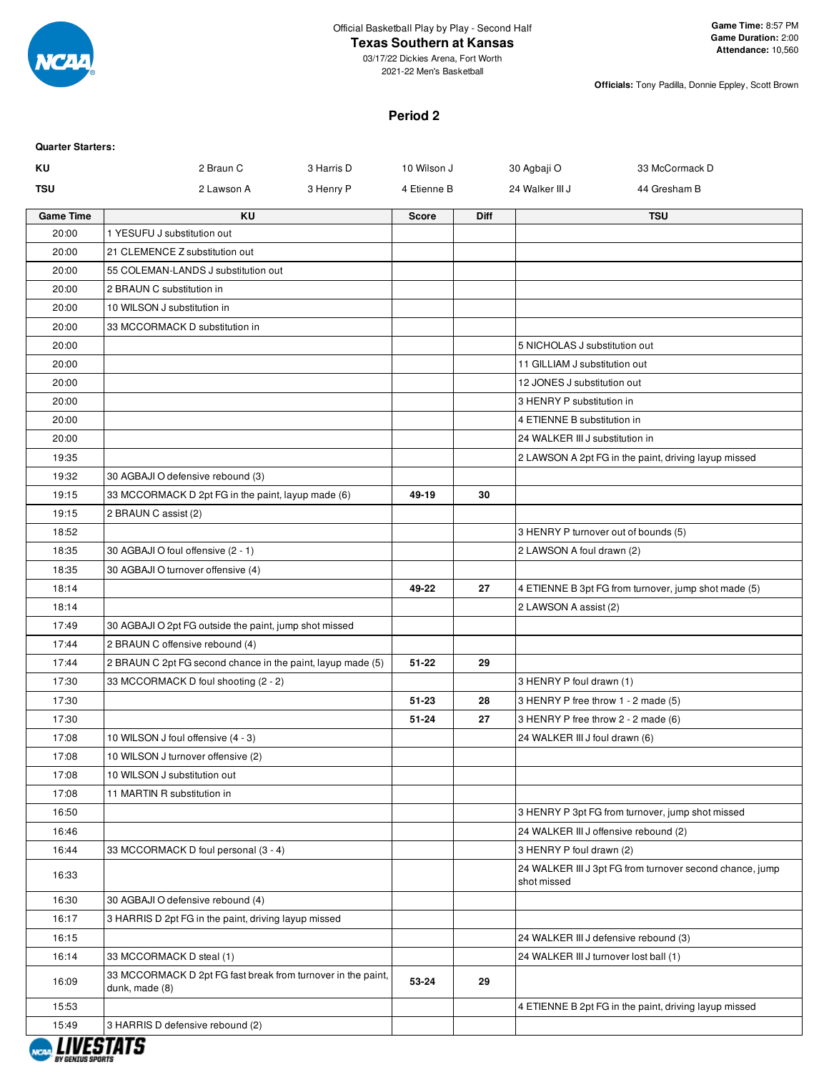Official Basketball Play by Play - Second Half

# Texas Southern at Kansas

03/17/22 Dickies Arena, Fort Worth
2021-22 Men's Basketball

**Game Time:** 8:57 PM
**Game Duration:** 2:00
**Attendance:** 10,560

**Officials:** Tony Padilla, Donnie Eppley, Scott Brown

## Period 2

**Quarter Starters:**

| | | | | | |
|---|---|---|---|---|---|
| **KU** | 2 Braun C | 3 Harris D | 10 Wilson J | 30 Agbaji O | 33 McCormack D |
| **TSU** | 2 Lawson A | 3 Henry P | 4 Etienne B | 24 Walker III J | 44 Gresham B |

| Game Time | KU | Score | Diff | TSU |
|---|---|---|---|---|
| 20:00 | 1 YESUFU J substitution out | | | |
| 20:00 | 21 CLEMENCE Z substitution out | | | |
| 20:00 | 55 COLEMAN-LANDS J substitution out | | | |
| 20:00 | 2 BRAUN C substitution in | | | |
| 20:00 | 10 WILSON J substitution in | | | |
| 20:00 | 33 MCCORMACK D substitution in | | | |
| 20:00 | | | | 5 NICHOLAS J substitution out |
| 20:00 | | | | 11 GILLIAM J substitution out |
| 20:00 | | | | 12 JONES J substitution out |
| 20:00 | | | | 3 HENRY P substitution in |
| 20:00 | | | | 4 ETIENNE B substitution in |
| 20:00 | | | | 24 WALKER III J substitution in |
| 19:35 | | | | 2 LAWSON A 2pt FG in the paint, driving layup missed |
| 19:32 | 30 AGBAJI O defensive rebound (3) | | | |
| 19:15 | 33 MCCORMACK D 2pt FG in the paint, layup made (6) | 49-19 | 30 | |
| 19:15 | 2 BRAUN C assist (2) | | | |
| 18:52 | | | | 3 HENRY P turnover out of bounds (5) |
| 18:35 | 30 AGBAJI O foul offensive (2 - 1) | | | 2 LAWSON A foul drawn (2) |
| 18:35 | 30 AGBAJI O turnover offensive (4) | | | |
| 18:14 | | 49-22 | 27 | 4 ETIENNE B 3pt FG from turnover, jump shot made (5) |
| 18:14 | | | | 2 LAWSON A assist (2) |
| 17:49 | 30 AGBAJI O 2pt FG outside the paint, jump shot missed | | | |
| 17:44 | 2 BRAUN C offensive rebound (4) | | | |
| 17:44 | 2 BRAUN C 2pt FG second chance in the paint, layup made (5) | 51-22 | 29 | |
| 17:30 | 33 MCCORMACK D foul shooting (2 - 2) | | | 3 HENRY P foul drawn (1) |
| 17:30 | | 51-23 | 28 | 3 HENRY P free throw 1 - 2 made (5) |
| 17:30 | | 51-24 | 27 | 3 HENRY P free throw 2 - 2 made (6) |
| 17:08 | 10 WILSON J foul offensive (4 - 3) | | | 24 WALKER III J foul drawn (6) |
| 17:08 | 10 WILSON J turnover offensive (2) | | | |
| 17:08 | 10 WILSON J substitution out | | | |
| 17:08 | 11 MARTIN R substitution in | | | |
| 16:50 | | | | 3 HENRY P 3pt FG from turnover, jump shot missed |
| 16:46 | | | | 24 WALKER III J offensive rebound (2) |
| 16:44 | 33 MCCORMACK D foul personal (3 - 4) | | | 3 HENRY P foul drawn (2) |
| 16:33 | | | | 24 WALKER III J 3pt FG from turnover second chance, jump shot missed |
| 16:30 | 30 AGBAJI O defensive rebound (4) | | | |
| 16:17 | 3 HARRIS D 2pt FG in the paint, driving layup missed | | | |
| 16:15 | | | | 24 WALKER III J defensive rebound (3) |
| 16:14 | 33 MCCORMACK D steal (1) | | | 24 WALKER III J turnover lost ball (1) |
| 16:09 | 33 MCCORMACK D 2pt FG fast break from turnover in the paint, dunk, made (8) | 53-24 | 29 | |
| 15:53 | | | | 4 ETIENNE B 2pt FG in the paint, driving layup missed |
| 15:49 | 3 HARRIS D defensive rebound (2) | | | |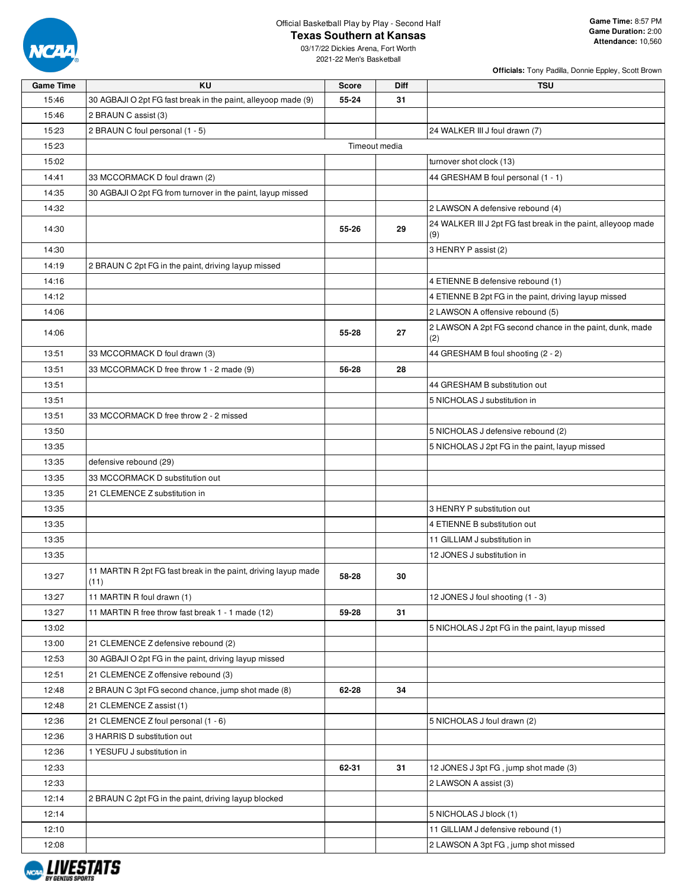Official Basketball Play by Play - Second Half

# Texas Southern at Kansas

03/17/22 Dickies Arena, Fort Worth
2021-22 Men's Basketball

**Game Time:** 8:57 PM
**Game Duration:** 2:00
**Attendance:** 10,560

**Officials:** Tony Padilla, Donnie Eppley, Scott Brown

| Game Time | KU | Score | Diff | TSU |
|---|---|---|---|---|
| 15:46 | 30 AGBAJI O 2pt FG fast break in the paint, alleyoop made (9) | 55-24 | 31 | |
| 15:46 | 2 BRAUN C assist (3) | | | |
| 15:23 | 2 BRAUN C foul personal (1 - 5) | | | 24 WALKER III J foul drawn (7) |
| 15:23 | Timeout media | | | |
| 15:02 | | | | turnover shot clock (13) |
| 14:41 | 33 MCCORMACK D foul drawn (2) | | | 44 GRESHAM B foul personal (1 - 1) |
| 14:35 | 30 AGBAJI O 2pt FG from turnover in the paint, layup missed | | | |
| 14:32 | | | | 2 LAWSON A defensive rebound (4) |
| 14:30 | | 55-26 | 29 | 24 WALKER III J 2pt FG fast break in the paint, alleyoop made (9) |
| 14:30 | | | | 3 HENRY P assist (2) |
| 14:19 | 2 BRAUN C 2pt FG in the paint, driving layup missed | | | |
| 14:16 | | | | 4 ETIENNE B defensive rebound (1) |
| 14:12 | | | | 4 ETIENNE B 2pt FG in the paint, driving layup missed |
| 14:06 | | | | 2 LAWSON A offensive rebound (5) |
| 14:06 | | 55-28 | 27 | 2 LAWSON A 2pt FG second chance in the paint, dunk, made (2) |
| 13:51 | 33 MCCORMACK D foul drawn (3) | | | 44 GRESHAM B foul shooting (2 - 2) |
| 13:51 | 33 MCCORMACK D free throw 1 - 2 made (9) | 56-28 | 28 | |
| 13:51 | | | | 44 GRESHAM B substitution out |
| 13:51 | | | | 5 NICHOLAS J substitution in |
| 13:51 | 33 MCCORMACK D free throw 2 - 2 missed | | | |
| 13:50 | | | | 5 NICHOLAS J defensive rebound (2) |
| 13:35 | | | | 5 NICHOLAS J 2pt FG in the paint, layup missed |
| 13:35 | defensive rebound (29) | | | |
| 13:35 | 33 MCCORMACK D substitution out | | | |
| 13:35 | 21 CLEMENCE Z substitution in | | | |
| 13:35 | | | | 3 HENRY P substitution out |
| 13:35 | | | | 4 ETIENNE B substitution out |
| 13:35 | | | | 11 GILLIAM J substitution in |
| 13:35 | | | | 12 JONES J substitution in |
| 13:27 | 11 MARTIN R 2pt FG fast break in the paint, driving layup made (11) | 58-28 | 30 | |
| 13:27 | 11 MARTIN R foul drawn (1) | | | 12 JONES J foul shooting (1 - 3) |
| 13:27 | 11 MARTIN R free throw fast break 1 - 1 made (12) | 59-28 | 31 | |
| 13:02 | | | | 5 NICHOLAS J 2pt FG in the paint, layup missed |
| 13:00 | 21 CLEMENCE Z defensive rebound (2) | | | |
| 12:53 | 30 AGBAJI O 2pt FG in the paint, driving layup missed | | | |
| 12:51 | 21 CLEMENCE Z offensive rebound (3) | | | |
| 12:48 | 2 BRAUN C 3pt FG second chance, jump shot made (8) | 62-28 | 34 | |
| 12:48 | 21 CLEMENCE Z assist (1) | | | |
| 12:36 | 21 CLEMENCE Z foul personal (1 - 6) | | | 5 NICHOLAS J foul drawn (2) |
| 12:36 | 3 HARRIS D substitution out | | | |
| 12:36 | 1 YESUFU J substitution in | | | |
| 12:33 | | 62-31 | 31 | 12 JONES J 3pt FG , jump shot made (3) |
| 12:33 | | | | 2 LAWSON A assist (3) |
| 12:14 | 2 BRAUN C 2pt FG in the paint, driving layup blocked | | | |
| 12:14 | | | | 5 NICHOLAS J block (1) |
| 12:10 | | | | 11 GILLIAM J defensive rebound (1) |
| 12:08 | | | | 2 LAWSON A 3pt FG , jump shot missed |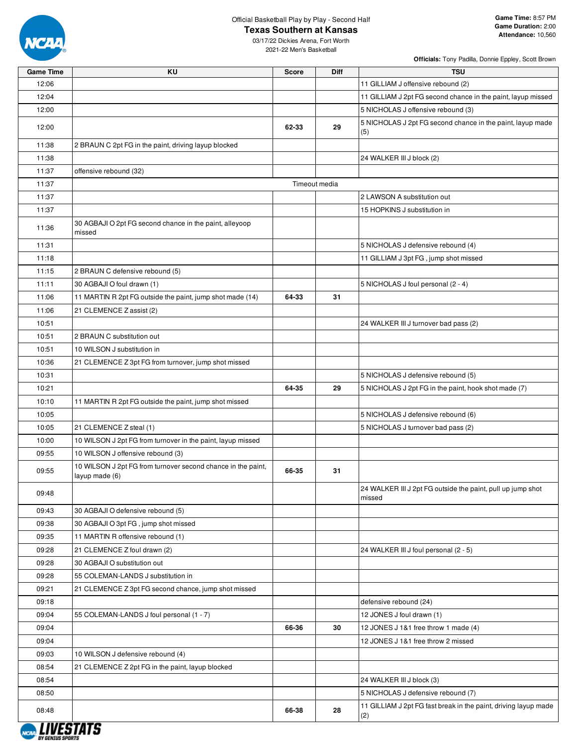Official Basketball Play by Play - Second Half

# Texas Southern at Kansas

03/17/22 Dickies Arena, Fort Worth
2021-22 Men's Basketball

**Game Time:** 8:57 PM
**Game Duration:** 2:00
**Attendance:** 10,560

**Officials:** Tony Padilla, Donnie Eppley, Scott Brown

| Game Time | KU | Score | Diff | TSU |
|---|---|---|---|---|
| 12:06 | | | | 11 GILLIAM J offensive rebound (2) |
| 12:04 | | | | 11 GILLIAM J 2pt FG second chance in the paint, layup missed |
| 12:00 | | | | 5 NICHOLAS J offensive rebound (3) |
| 12:00 | | 62-33 | 29 | 5 NICHOLAS J 2pt FG second chance in the paint, layup made (5) |
| 11:38 | 2 BRAUN C 2pt FG in the paint, driving layup blocked | | | |
| 11:38 | | | | 24 WALKER III J block (2) |
| 11:37 | offensive rebound (32) | | | |
| 11:37 | Timeout media | | | |
| 11:37 | | | | 2 LAWSON A substitution out |
| 11:37 | | | | 15 HOPKINS J substitution in |
| 11:36 | 30 AGBAJI O 2pt FG second chance in the paint, alleyoop missed | | | |
| 11:31 | | | | 5 NICHOLAS J defensive rebound (4) |
| 11:18 | | | | 11 GILLIAM J 3pt FG , jump shot missed |
| 11:15 | 2 BRAUN C defensive rebound (5) | | | |
| 11:11 | 30 AGBAJI O foul drawn (1) | | | 5 NICHOLAS J foul personal (2 - 4) |
| 11:06 | 11 MARTIN R 2pt FG outside the paint, jump shot made (14) | 64-33 | 31 | |
| 11:06 | 21 CLEMENCE Z assist (2) | | | |
| 10:51 | | | | 24 WALKER III J turnover bad pass (2) |
| 10:51 | 2 BRAUN C substitution out | | | |
| 10:51 | 10 WILSON J substitution in | | | |
| 10:36 | 21 CLEMENCE Z 3pt FG from turnover, jump shot missed | | | |
| 10:31 | | | | 5 NICHOLAS J defensive rebound (5) |
| 10:21 | | 64-35 | 29 | 5 NICHOLAS J 2pt FG in the paint, hook shot made (7) |
| 10:10 | 11 MARTIN R 2pt FG outside the paint, jump shot missed | | | |
| 10:05 | | | | 5 NICHOLAS J defensive rebound (6) |
| 10:05 | 21 CLEMENCE Z steal (1) | | | 5 NICHOLAS J turnover bad pass (2) |
| 10:00 | 10 WILSON J 2pt FG from turnover in the paint, layup missed | | | |
| 09:55 | 10 WILSON J offensive rebound (3) | | | |
| 09:55 | 10 WILSON J 2pt FG from turnover second chance in the paint, layup made (6) | 66-35 | 31 | |
| 09:48 | | | | 24 WALKER III J 2pt FG outside the paint, pull up jump shot missed |
| 09:43 | 30 AGBAJI O defensive rebound (5) | | | |
| 09:38 | 30 AGBAJI O 3pt FG , jump shot missed | | | |
| 09:35 | 11 MARTIN R offensive rebound (1) | | | |
| 09:28 | 21 CLEMENCE Z foul drawn (2) | | | 24 WALKER III J foul personal (2 - 5) |
| 09:28 | 30 AGBAJI O substitution out | | | |
| 09:28 | 55 COLEMAN-LANDS J substitution in | | | |
| 09:21 | 21 CLEMENCE Z 3pt FG second chance, jump shot missed | | | |
| 09:18 | | | | defensive rebound (24) |
| 09:04 | 55 COLEMAN-LANDS J foul personal (1 - 7) | | | 12 JONES J foul drawn (1) |
| 09:04 | | 66-36 | 30 | 12 JONES J 1&1 free throw 1 made (4) |
| 09:04 | | | | 12 JONES J 1&1 free throw 2 missed |
| 09:03 | 10 WILSON J defensive rebound (4) | | | |
| 08:54 | 21 CLEMENCE Z 2pt FG in the paint, layup blocked | | | |
| 08:54 | | | | 24 WALKER III J block (3) |
| 08:50 | | | | 5 NICHOLAS J defensive rebound (7) |
| 08:48 | | 66-38 | 28 | 11 GILLIAM J 2pt FG fast break in the paint, driving layup made (2) |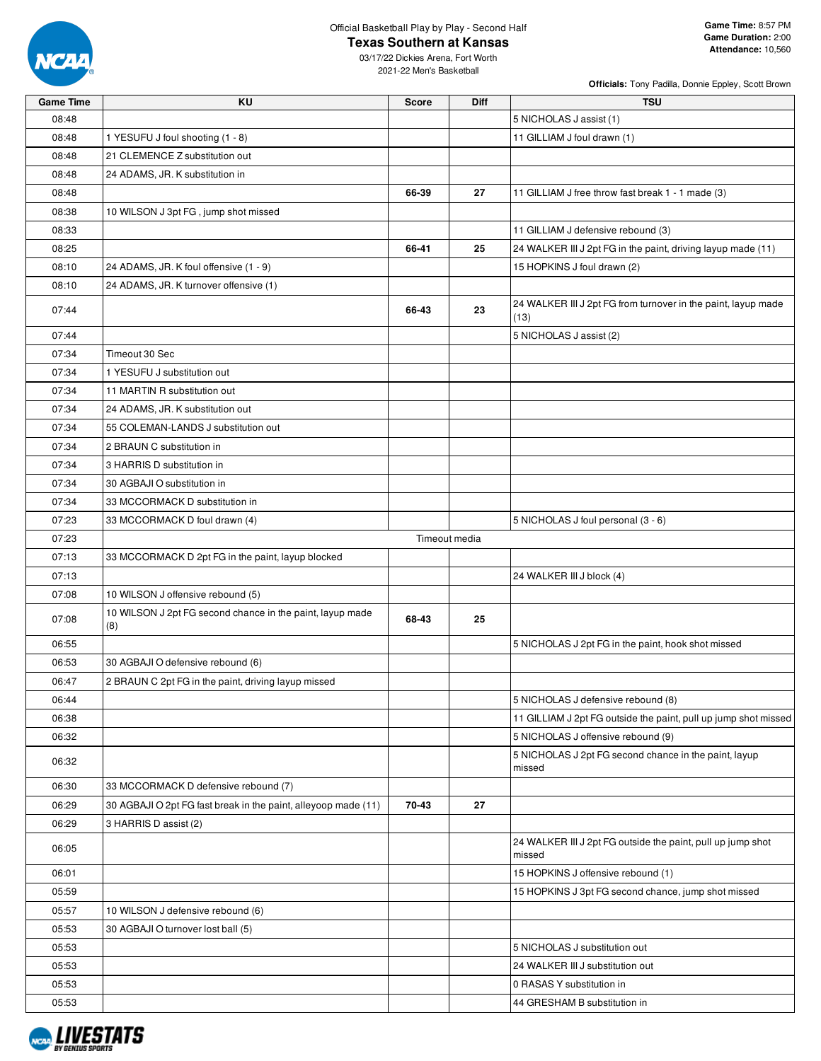Official Basketball Play by Play - Second Half

**Texas Southern at Kansas**

03/17/22 Dickies Arena, Fort Worth

2021-22 Men's Basketball

**Game Time:** 8:57 PM
**Game Duration:** 2:00
**Attendance:** 10,560

**Officials:** Tony Padilla, Donnie Eppley, Scott Brown

| Game Time | KU | Score | Diff | TSU |
|---|---|---|---|---|
| 08:48 | | | | 5 NICHOLAS J assist (1) |
| 08:48 | 1 YESUFU J foul shooting (1 - 8) | | | 11 GILLIAM J foul drawn (1) |
| 08:48 | 21 CLEMENCE Z substitution out | | | |
| 08:48 | 24 ADAMS, JR. K substitution in | | | |
| 08:48 | | 66-39 | 27 | 11 GILLIAM J free throw fast break 1 - 1 made (3) |
| 08:38 | 10 WILSON J 3pt FG , jump shot missed | | | |
| 08:33 | | | | 11 GILLIAM J defensive rebound (3) |
| 08:25 | | 66-41 | 25 | 24 WALKER III J 2pt FG in the paint, driving layup made (11) |
| 08:10 | 24 ADAMS, JR. K foul offensive (1 - 9) | | | 15 HOPKINS J foul drawn (2) |
| 08:10 | 24 ADAMS, JR. K turnover offensive (1) | | | |
| 07:44 | | 66-43 | 23 | 24 WALKER III J 2pt FG from turnover in the paint, layup made (13) |
| 07:44 | | | | 5 NICHOLAS J assist (2) |
| 07:34 | Timeout 30 Sec | | | |
| 07:34 | 1 YESUFU J substitution out | | | |
| 07:34 | 11 MARTIN R substitution out | | | |
| 07:34 | 24 ADAMS, JR. K substitution out | | | |
| 07:34 | 55 COLEMAN-LANDS J substitution out | | | |
| 07:34 | 2 BRAUN C substitution in | | | |
| 07:34 | 3 HARRIS D substitution in | | | |
| 07:34 | 30 AGBAJI O substitution in | | | |
| 07:34 | 33 MCCORMACK D substitution in | | | |
| 07:23 | 33 MCCORMACK D foul drawn (4) | | | 5 NICHOLAS J foul personal (3 - 6) |
| 07:23 | | Timeout media | | |
| 07:13 | 33 MCCORMACK D 2pt FG in the paint, layup blocked | | | |
| 07:13 | | | | 24 WALKER III J block (4) |
| 07:08 | 10 WILSON J offensive rebound (5) | | | |
| 07:08 | 10 WILSON J 2pt FG second chance in the paint, layup made (8) | 68-43 | 25 | |
| 06:55 | | | | 5 NICHOLAS J 2pt FG in the paint, hook shot missed |
| 06:53 | 30 AGBAJI O defensive rebound (6) | | | |
| 06:47 | 2 BRAUN C 2pt FG in the paint, driving layup missed | | | |
| 06:44 | | | | 5 NICHOLAS J defensive rebound (8) |
| 06:38 | | | | 11 GILLIAM J 2pt FG outside the paint, pull up jump shot missed |
| 06:32 | | | | 5 NICHOLAS J offensive rebound (9) |
| 06:32 | | | | 5 NICHOLAS J 2pt FG second chance in the paint, layup missed |
| 06:30 | 33 MCCORMACK D defensive rebound (7) | | | |
| 06:29 | 30 AGBAJI O 2pt FG fast break in the paint, alleyoop made (11) | 70-43 | 27 | |
| 06:29 | 3 HARRIS D assist (2) | | | |
| 06:05 | | | | 24 WALKER III J 2pt FG outside the paint, pull up jump shot missed |
| 06:01 | | | | 15 HOPKINS J offensive rebound (1) |
| 05:59 | | | | 15 HOPKINS J 3pt FG second chance, jump shot missed |
| 05:57 | 10 WILSON J defensive rebound (6) | | | |
| 05:53 | 30 AGBAJI O turnover lost ball (5) | | | |
| 05:53 | | | | 5 NICHOLAS J substitution out |
| 05:53 | | | | 24 WALKER III J substitution out |
| 05:53 | | | | 0 RASAS Y substitution in |
| 05:53 | | | | 44 GRESHAM B substitution in |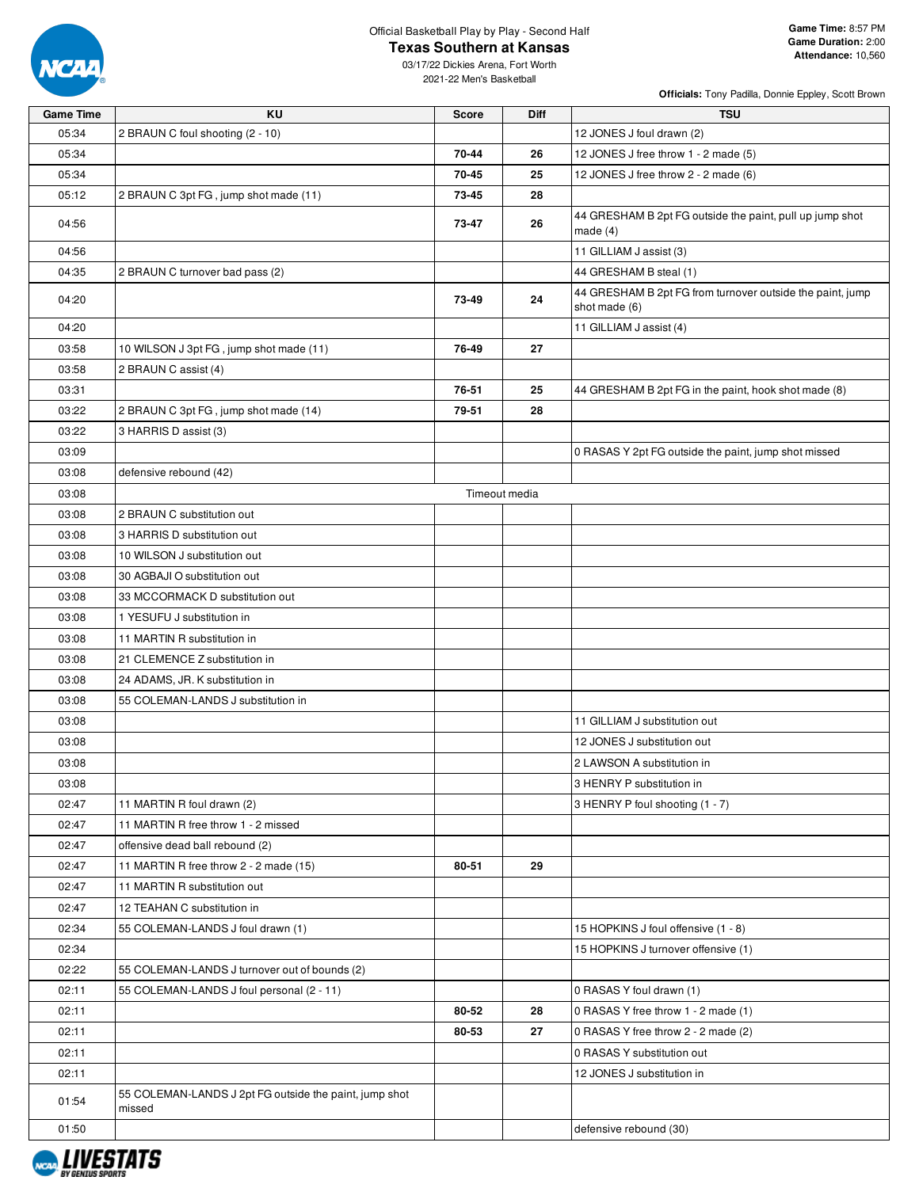Official Basketball Play by Play - Second Half

# Texas Southern at Kansas

03/17/22 Dickies Arena, Fort Worth
2021-22 Men's Basketball

**Game Time:** 8:57 PM
**Game Duration:** 2:00
**Attendance:** 10,560

**Officials:** Tony Padilla, Donnie Eppley, Scott Brown

| Game Time | KU | Score | Diff | TSU |
|---|---|---|---|---|
| 05:34 | 2 BRAUN C foul shooting (2 - 10) | | | 12 JONES J foul drawn (2) |
| 05:34 | | 70-44 | 26 | 12 JONES J free throw 1 - 2 made (5) |
| 05:34 | | 70-45 | 25 | 12 JONES J free throw 2 - 2 made (6) |
| 05:12 | 2 BRAUN C 3pt FG , jump shot made (11) | 73-45 | 28 | |
| 04:56 | | 73-47 | 26 | 44 GRESHAM B 2pt FG outside the paint, pull up jump shot made (4) |
| 04:56 | | | | 11 GILLIAM J assist (3) |
| 04:35 | 2 BRAUN C turnover bad pass (2) | | | 44 GRESHAM B steal (1) |
| 04:20 | | 73-49 | 24 | 44 GRESHAM B 2pt FG from turnover outside the paint, jump shot made (6) |
| 04:20 | | | | 11 GILLIAM J assist (4) |
| 03:58 | 10 WILSON J 3pt FG , jump shot made (11) | 76-49 | 27 | |
| 03:58 | 2 BRAUN C assist (4) | | | |
| 03:31 | | 76-51 | 25 | 44 GRESHAM B 2pt FG in the paint, hook shot made (8) |
| 03:22 | 2 BRAUN C 3pt FG , jump shot made (14) | 79-51 | 28 | |
| 03:22 | 3 HARRIS D assist (3) | | | |
| 03:09 | | | | 0 RASAS Y 2pt FG outside the paint, jump shot missed |
| 03:08 | defensive rebound (42) | | | |
| 03:08 | | Timeout media | | |
| 03:08 | 2 BRAUN C substitution out | | | |
| 03:08 | 3 HARRIS D substitution out | | | |
| 03:08 | 10 WILSON J substitution out | | | |
| 03:08 | 30 AGBAJI O substitution out | | | |
| 03:08 | 33 MCCORMACK D substitution out | | | |
| 03:08 | 1 YESUFU J substitution in | | | |
| 03:08 | 11 MARTIN R substitution in | | | |
| 03:08 | 21 CLEMENCE Z substitution in | | | |
| 03:08 | 24 ADAMS, JR. K substitution in | | | |
| 03:08 | 55 COLEMAN-LANDS J substitution in | | | |
| 03:08 | | | | 11 GILLIAM J substitution out |
| 03:08 | | | | 12 JONES J substitution out |
| 03:08 | | | | 2 LAWSON A substitution in |
| 03:08 | | | | 3 HENRY P substitution in |
| 02:47 | 11 MARTIN R foul drawn (2) | | | 3 HENRY P foul shooting (1 - 7) |
| 02:47 | 11 MARTIN R free throw 1 - 2 missed | | | |
| 02:47 | offensive dead ball rebound (2) | | | |
| 02:47 | 11 MARTIN R free throw 2 - 2 made (15) | 80-51 | 29 | |
| 02:47 | 11 MARTIN R substitution out | | | |
| 02:47 | 12 TEAHAN C substitution in | | | |
| 02:34 | 55 COLEMAN-LANDS J foul drawn (1) | | | 15 HOPKINS J foul offensive (1 - 8) |
| 02:34 | | | | 15 HOPKINS J turnover offensive (1) |
| 02:22 | 55 COLEMAN-LANDS J turnover out of bounds (2) | | | |
| 02:11 | 55 COLEMAN-LANDS J foul personal (2 - 11) | | | 0 RASAS Y foul drawn (1) |
| 02:11 | | 80-52 | 28 | 0 RASAS Y free throw 1 - 2 made (1) |
| 02:11 | | 80-53 | 27 | 0 RASAS Y free throw 2 - 2 made (2) |
| 02:11 | | | | 0 RASAS Y substitution out |
| 02:11 | | | | 12 JONES J substitution in |
| 01:54 | 55 COLEMAN-LANDS J 2pt FG outside the paint, jump shot missed | | | |
| 01:50 | | | | defensive rebound (30) |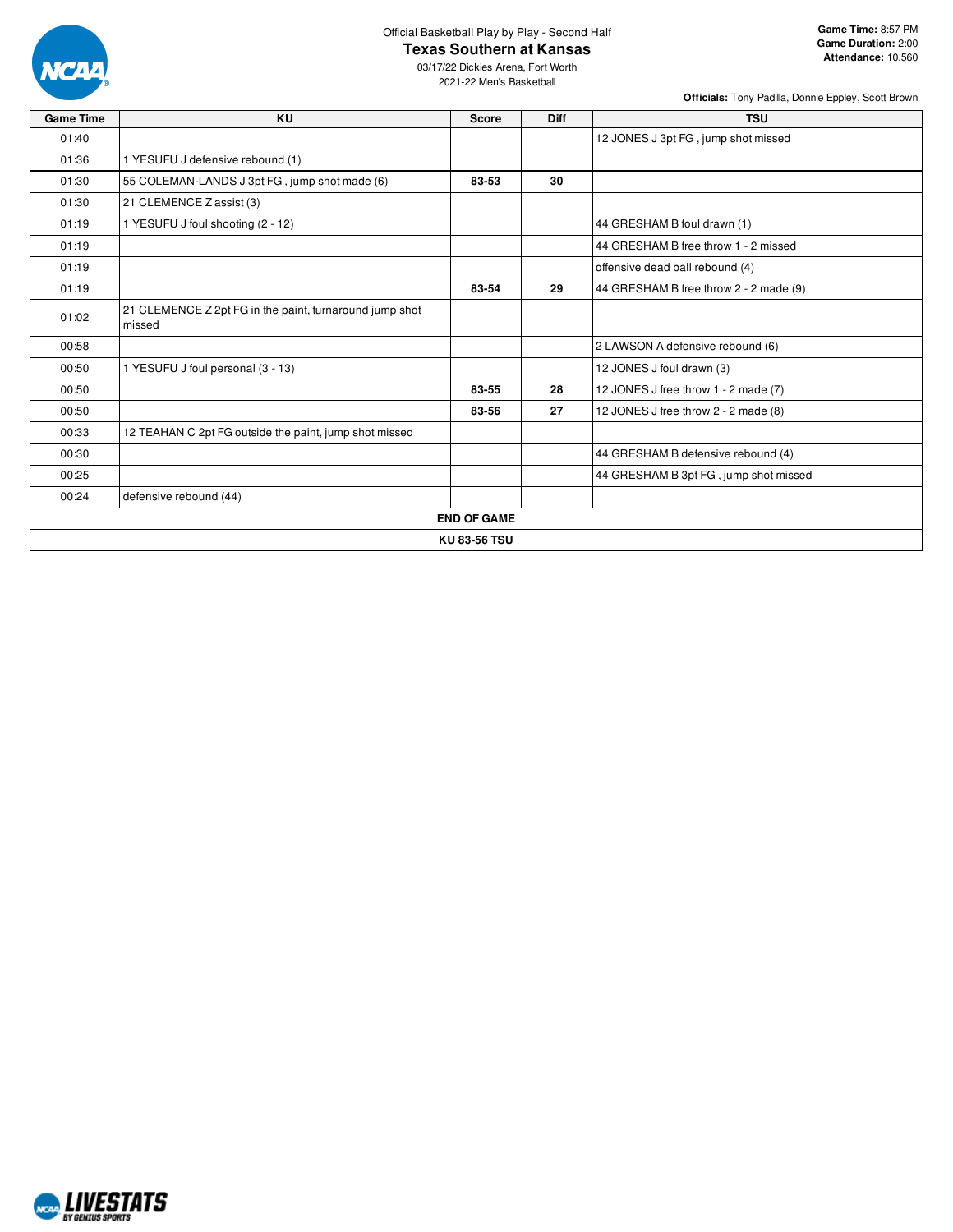Official Basketball Play by Play - Second Half

# Texas Southern at Kansas

03/17/22 Dickies Arena, Fort Worth
2021-22 Men's Basketball

**Game Time:** 8:57 PM
**Game Duration:** 2:00
**Attendance:** 10,560

**Officials:** Tony Padilla, Donnie Eppley, Scott Brown

| Game Time | KU | Score | Diff | TSU |
|---|---|---|---|---|
| 01:40 | | | | 12 JONES J 3pt FG , jump shot missed |
| 01:36 | 1 YESUFU J defensive rebound (1) | | | |
| 01:30 | 55 COLEMAN-LANDS J 3pt FG , jump shot made (6) | 83-53 | 30 | |
| 01:30 | 21 CLEMENCE Z assist (3) | | | |
| 01:19 | 1 YESUFU J foul shooting (2 - 12) | | | 44 GRESHAM B foul drawn (1) |
| 01:19 | | | | 44 GRESHAM B free throw 1 - 2 missed |
| 01:19 | | | | offensive dead ball rebound (4) |
| 01:19 | | 83-54 | 29 | 44 GRESHAM B free throw 2 - 2 made (9) |
| 01:02 | 21 CLEMENCE Z 2pt FG in the paint, turnaround jump shot missed | | | |
| 00:58 | | | | 2 LAWSON A defensive rebound (6) |
| 00:50 | 1 YESUFU J foul personal (3 - 13) | | | 12 JONES J foul drawn (3) |
| 00:50 | | 83-55 | 28 | 12 JONES J free throw 1 - 2 made (7) |
| 00:50 | | 83-56 | 27 | 12 JONES J free throw 2 - 2 made (8) |
| 00:33 | 12 TEAHAN C 2pt FG outside the paint, jump shot missed | | | |
| 00:30 | | | | 44 GRESHAM B defensive rebound (4) |
| 00:25 | | | | 44 GRESHAM B 3pt FG , jump shot missed |
| 00:24 | defensive rebound (44) | | | |

**END OF GAME**

**KU 83-56 TSU**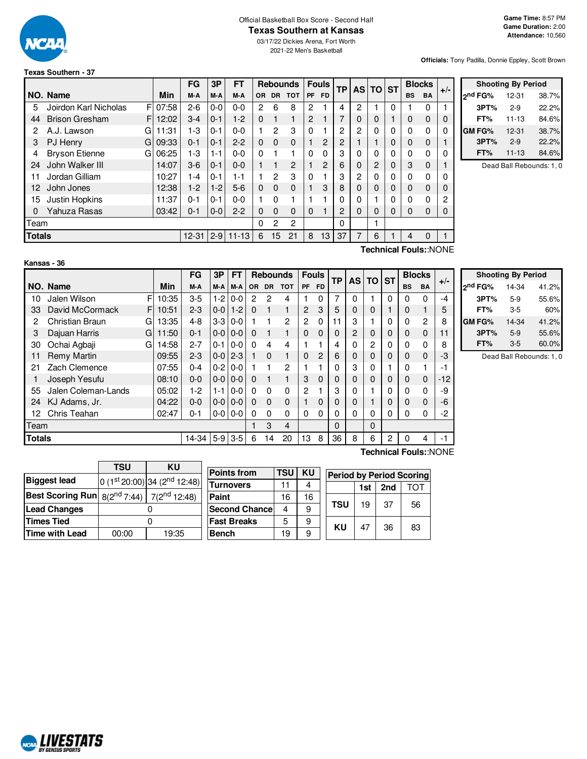Official Basketball Box Score - Second Half

# Texas Southern at Kansas

03/17/22 Dickies Arena, Fort Worth
2021-22 Men's Basketball

**Game Time:** 8:57 PM
**Game Duration:** 2:00
**Attendance:** 10,560

**Officials:** Tony Padilla, Donnie Eppley, Scott Brown

## Texas Southern - 37

| NO. | Name | | Min | FG M-A | 3P M-A | FT M-A | OR | DR | TOT | PF | FD | TP | AS | TO | ST | BS | BA | +/- |
|---|---|---|---|---|---|---|---|---|---|---|---|---|---|---|---|---|---|---|
| 5 | Joirdon Karl Nicholas | F | 07:58 | 2-6 | 0-0 | 0-0 | 2 | 6 | 8 | 2 | 1 | 4 | 2 | 1 | 0 | 1 | 0 | 1 |
| 44 | Brison Gresham | F | 12:02 | 3-4 | 0-1 | 1-2 | 0 | 1 | 1 | 2 | 1 | 7 | 0 | 0 | 1 | 0 | 0 | 0 |
| 2 | A.J. Lawson | G | 11:31 | 1-3 | 0-1 | 0-0 | 1 | 2 | 3 | 0 | 1 | 2 | 2 | 0 | 0 | 0 | 0 | 0 |
| 3 | PJ Henry | G | 09:33 | 0-1 | 0-1 | 2-2 | 0 | 0 | 0 | 1 | 2 | 2 | 1 | 1 | 0 | 0 | 0 | 1 |
| 4 | Bryson Etienne | G | 06:25 | 1-3 | 1-1 | 0-0 | 0 | 1 | 1 | 0 | 0 | 3 | 0 | 0 | 0 | 0 | 0 | 0 |
| 24 | John Walker III | | 14:07 | 3-6 | 0-1 | 0-0 | 1 | 1 | 2 | 1 | 2 | 6 | 0 | 2 | 0 | 3 | 0 | 1 |
| 11 | Jordan Gilliam | | 10:27 | 1-4 | 0-1 | 1-1 | 1 | 2 | 3 | 0 | 1 | 3 | 2 | 0 | 0 | 0 | 0 | 0 |
| 12 | John Jones | | 12:38 | 1-2 | 1-2 | 5-6 | 0 | 0 | 0 | 1 | 3 | 8 | 0 | 0 | 0 | 0 | 0 | 0 |
| 15 | Justin Hopkins | | 11:37 | 0-1 | 0-1 | 0-0 | 1 | 0 | 1 | 1 | 1 | 0 | 0 | 1 | 0 | 0 | 0 | 2 |
| 0 | Yahuza Rasas | | 03:42 | 0-1 | 0-0 | 2-2 | 0 | 0 | 0 | 0 | 1 | 2 | 0 | 0 | 0 | 0 | 0 | 0 |
| | Team | | | | | | 0 | 2 | 2 | | | 0 | | 1 | | | | |
| | **Totals** | | | 12-31 | 2-9 | 11-13 | 6 | 15 | 21 | 8 | 13 | 37 | 7 | 6 | 1 | 4 | 0 | 1 |

Technical Fouls::NONE

| Shooting By Period | | |
|---|---|---|
| 2nd FG% | 12-31 | 38.7% |
| 3PT% | 2-9 | 22.2% |
| FT% | 11-13 | 84.6% |
| GM FG% | 12-31 | 38.7% |
| 3PT% | 2-9 | 22.2% |
| FT% | 11-13 | 84.6% |

Dead Ball Rebounds: 1, 0

## Kansas - 36

| NO. | Name | | Min | FG M-A | 3P M-A | FT M-A | OR | DR | TOT | PF | FD | TP | AS | TO | ST | BS | BA | +/- |
|---|---|---|---|---|---|---|---|---|---|---|---|---|---|---|---|---|---|---|
| 10 | Jalen Wilson | F | 10:35 | 3-5 | 1-2 | 0-0 | 2 | 2 | 4 | 1 | 0 | 7 | 0 | 1 | 0 | 0 | 0 | -4 |
| 33 | David McCormack | F | 10:51 | 2-3 | 0-0 | 1-2 | 0 | 1 | 1 | 2 | 3 | 5 | 0 | 0 | 1 | 0 | 1 | 5 |
| 2 | Christian Braun | G | 13:35 | 4-8 | 3-3 | 0-0 | 1 | 1 | 2 | 2 | 0 | 11 | 3 | 1 | 0 | 0 | 2 | 8 |
| 3 | Dajuan Harris | G | 11:50 | 0-1 | 0-0 | 0-0 | 0 | 1 | 1 | 0 | 0 | 0 | 2 | 0 | 0 | 0 | 0 | 11 |
| 30 | Ochai Agbaji | G | 14:58 | 2-7 | 0-1 | 0-0 | 0 | 4 | 4 | 1 | 1 | 4 | 0 | 2 | 0 | 0 | 0 | 8 |
| 11 | Remy Martin | | 09:55 | 2-3 | 0-0 | 2-3 | 1 | 0 | 1 | 0 | 2 | 6 | 0 | 0 | 0 | 0 | 0 | -3 |
| 21 | Zach Clemence | | 07:55 | 0-4 | 0-2 | 0-0 | 1 | 1 | 2 | 1 | 1 | 0 | 3 | 0 | 1 | 0 | 1 | -1 |
| 1 | Joseph Yesufu | | 08:10 | 0-0 | 0-0 | 0-0 | 0 | 1 | 1 | 3 | 0 | 0 | 0 | 0 | 0 | 0 | 0 | -12 |
| 55 | Jalen Coleman-Lands | | 05:02 | 1-2 | 1-1 | 0-0 | 0 | 0 | 0 | 2 | 1 | 3 | 0 | 1 | 0 | 0 | 0 | -9 |
| 24 | KJ Adams, Jr. | | 04:22 | 0-0 | 0-0 | 0-0 | 0 | 0 | 0 | 1 | 0 | 0 | 0 | 1 | 0 | 0 | 0 | -6 |
| 12 | Chris Teahan | | 02:47 | 0-1 | 0-0 | 0-0 | 0 | 0 | 0 | 0 | 0 | 0 | 0 | 0 | 0 | 0 | 0 | -2 |
| | Team | | | | | | 1 | 3 | 4 | | | 0 | | 0 | | | | |
| | **Totals** | | | 14-34 | 5-9 | 3-5 | 6 | 14 | 20 | 13 | 8 | 36 | 8 | 6 | 2 | 0 | 4 | -1 |

Technical Fouls::NONE

| Shooting By Period | | |
|---|---|---|
| 2nd FG% | 14-34 | 41.2% |
| 3PT% | 5-9 | 55.6% |
| FT% | 3-5 | 60% |
| GM FG% | 14-34 | 41.2% |
| 3PT% | 5-9 | 55.6% |
| FT% | 3-5 | 60.0% |

Dead Ball Rebounds: 1, 0

| | TSU | KU |
|---|---|---|
| **Biggest lead** | 0 (1st 20:00) | 34 (2nd 12:48) |
| **Best Scoring Run** | 8(2nd 7:44) | 7(2nd 12:48) |
| **Lead Changes** | 0 | |
| **Times Tied** | 0 | |
| **Time with Lead** | 00:00 | 19:35 |

| Points from | TSU | KU |
|---|---|---|
| Turnovers | 11 | 4 |
| Paint | 16 | 16 |
| Second Chance | 4 | 9 |
| Fast Breaks | 5 | 9 |
| Bench | 19 | 9 |

| Period by Period Scoring | 1st | 2nd | TOT |
|---|---|---|---|
| TSU | 19 | 37 | 56 |
| KU | 47 | 36 | 83 |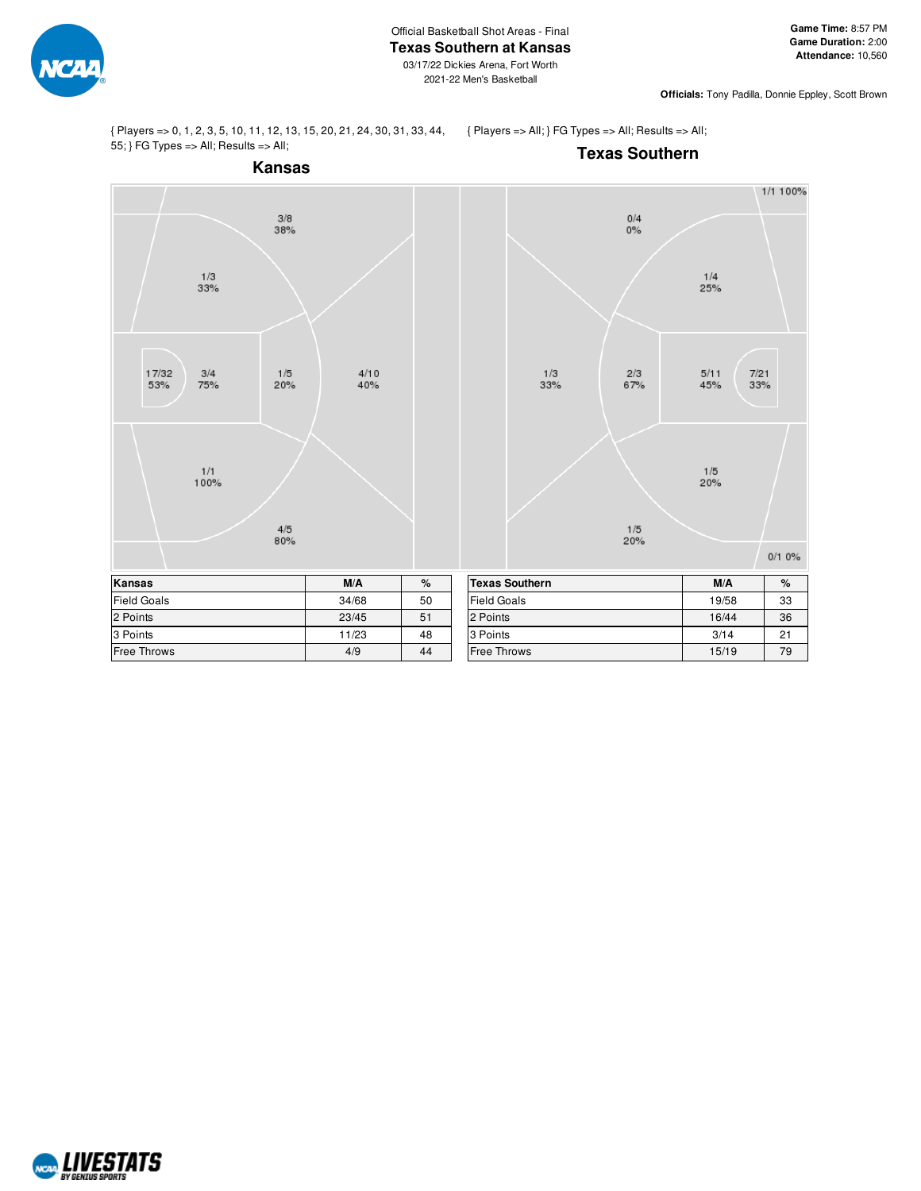Official Basketball Shot Areas - Final

# Texas Southern at Kansas

03/17/22 Dickies Arena, Fort Worth
2021-22 Men's Basketball

**Game Time:** 8:57 PM
**Game Duration:** 2:00
**Attendance:** 10,560

**Officials:** Tony Padilla, Donnie Eppley, Scott Brown

{ Players => 0, 1, 2, 3, 5, 10, 11, 12, 13, 15, 20, 21, 24, 30, 31, 33, 44, 55; } FG Types => All; Results => All;

## Kansas

3/8 38%
1/3 33%
17/32 53%
3/4 75%
1/5 20%
4/10 40%
1/1 100%
4/5 80%

{ Players => All; } FG Types => All; Results => All;

## Texas Southern

1/1 100%
0/4 0%
1/4 25%
1/3 33%
2/3 67%
5/11 45%
7/21 33%
1/5 20%
1/5 20%
0/1 0%

| Kansas | M/A | % |
|---|---|---|
| Field Goals | 34/68 | 50 |
| 2 Points | 23/45 | 51 |
| 3 Points | 11/23 | 48 |
| Free Throws | 4/9 | 44 |

| Texas Southern | M/A | % |
|---|---|---|
| Field Goals | 19/58 | 33 |
| 2 Points | 16/44 | 36 |
| 3 Points | 3/14 | 21 |
| Free Throws | 15/19 | 79 |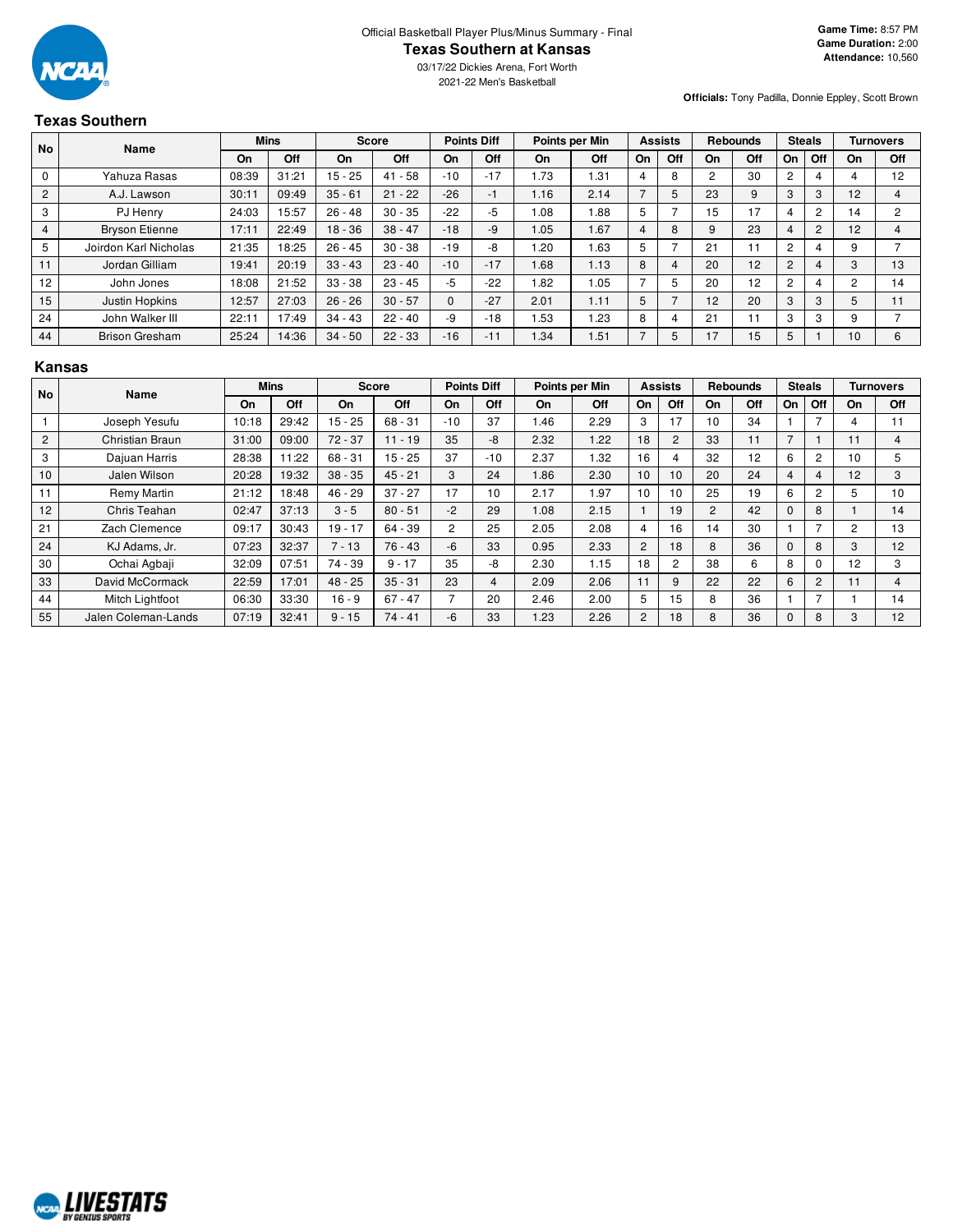Official Basketball Player Plus/Minus Summary - Final

# Texas Southern at Kansas

03/17/22 Dickies Arena, Fort Worth

2021-22 Men's Basketball

**Game Time:** 8:57 PM
**Game Duration:** 2:00
**Attendance:** 10,560

**Officials:** Tony Padilla, Donnie Eppley, Scott Brown

## Texas Southern

| No | Name | Mins | | Score | | Points Diff | | Points per Min | | Assists | | Rebounds | | Steals | | Turnovers | |
|---|---|---|---|---|---|---|---|---|---|---|---|---|---|---|---|---|---|
| | | On | Off | On | Off | On | Off | On | Off | On | Off | On | Off | On | Off | On | Off |
| 0 | Yahuza Rasas | 08:39 | 31:21 | 15 - 25 | 41 - 58 | -10 | -17 | 1.73 | 1.31 | 4 | 8 | 2 | 30 | 2 | 4 | 4 | 12 |
| 2 | A.J. Lawson | 30:11 | 09:49 | 35 - 61 | 21 - 22 | -26 | -1 | 1.16 | 2.14 | 7 | 5 | 23 | 9 | 3 | 3 | 12 | 4 |
| 3 | PJ Henry | 24:03 | 15:57 | 26 - 48 | 30 - 35 | -22 | -5 | 1.08 | 1.88 | 5 | 7 | 15 | 17 | 4 | 2 | 14 | 2 |
| 4 | Bryson Etienne | 17:11 | 22:49 | 18 - 36 | 38 - 47 | -18 | -9 | 1.05 | 1.67 | 4 | 8 | 9 | 23 | 4 | 2 | 12 | 4 |
| 5 | Joirdon Karl Nicholas | 21:35 | 18:25 | 26 - 45 | 30 - 38 | -19 | -8 | 1.20 | 1.63 | 5 | 7 | 21 | 11 | 2 | 4 | 9 | 7 |
| 11 | Jordan Gilliam | 19:41 | 20:19 | 33 - 43 | 23 - 40 | -10 | -17 | 1.68 | 1.13 | 8 | 4 | 20 | 12 | 2 | 4 | 3 | 13 |
| 12 | John Jones | 18:08 | 21:52 | 33 - 38 | 23 - 45 | -5 | -22 | 1.82 | 1.05 | 7 | 5 | 20 | 12 | 2 | 4 | 2 | 14 |
| 15 | Justin Hopkins | 12:57 | 27:03 | 26 - 26 | 30 - 57 | 0 | -27 | 2.01 | 1.11 | 5 | 7 | 12 | 20 | 3 | 3 | 5 | 11 |
| 24 | John Walker III | 22:11 | 17:49 | 34 - 43 | 22 - 40 | -9 | -18 | 1.53 | 1.23 | 8 | 4 | 21 | 11 | 3 | 3 | 9 | 7 |
| 44 | Brison Gresham | 25:24 | 14:36 | 34 - 50 | 22 - 33 | -16 | -11 | 1.34 | 1.51 | 7 | 5 | 17 | 15 | 5 | 1 | 10 | 6 |

## Kansas

| No | Name | Mins | | Score | | Points Diff | | Points per Min | | Assists | | Rebounds | | Steals | | Turnovers | |
|---|---|---|---|---|---|---|---|---|---|---|---|---|---|---|---|---|---|
| | | On | Off | On | Off | On | Off | On | Off | On | Off | On | Off | On | Off | On | Off |
| 1 | Joseph Yesufu | 10:18 | 29:42 | 15 - 25 | 68 - 31 | -10 | 37 | 1.46 | 2.29 | 3 | 17 | 10 | 34 | 1 | 7 | 4 | 11 |
| 2 | Christian Braun | 31:00 | 09:00 | 72 - 37 | 11 - 19 | 35 | -8 | 2.32 | 1.22 | 18 | 2 | 33 | 11 | 7 | 1 | 11 | 4 |
| 3 | Dajuan Harris | 28:38 | 11:22 | 68 - 31 | 15 - 25 | 37 | -10 | 2.37 | 1.32 | 16 | 4 | 32 | 12 | 6 | 2 | 10 | 5 |
| 10 | Jalen Wilson | 20:28 | 19:32 | 38 - 35 | 45 - 21 | 3 | 24 | 1.86 | 2.30 | 10 | 10 | 20 | 24 | 4 | 4 | 12 | 3 |
| 11 | Remy Martin | 21:12 | 18:48 | 46 - 29 | 37 - 27 | 17 | 10 | 2.17 | 1.97 | 10 | 10 | 25 | 19 | 6 | 2 | 5 | 10 |
| 12 | Chris Teahan | 02:47 | 37:13 | 3 - 5 | 80 - 51 | -2 | 29 | 1.08 | 2.15 | 1 | 19 | 2 | 42 | 0 | 8 | 1 | 14 |
| 21 | Zach Clemence | 09:17 | 30:43 | 19 - 17 | 64 - 39 | 2 | 25 | 2.05 | 2.08 | 4 | 16 | 14 | 30 | 1 | 7 | 2 | 13 |
| 24 | KJ Adams, Jr. | 07:23 | 32:37 | 7 - 13 | 76 - 43 | -6 | 33 | 0.95 | 2.33 | 2 | 18 | 8 | 36 | 0 | 8 | 3 | 12 |
| 30 | Ochai Agbaji | 32:09 | 07:51 | 74 - 39 | 9 - 17 | 35 | -8 | 2.30 | 1.15 | 18 | 2 | 38 | 6 | 8 | 0 | 12 | 3 |
| 33 | David McCormack | 22:59 | 17:01 | 48 - 25 | 35 - 31 | 23 | 4 | 2.09 | 2.06 | 11 | 9 | 22 | 22 | 6 | 2 | 11 | 4 |
| 44 | Mitch Lightfoot | 06:30 | 33:30 | 16 - 9 | 67 - 47 | 7 | 20 | 2.46 | 2.00 | 5 | 15 | 8 | 36 | 1 | 7 | 1 | 14 |
| 55 | Jalen Coleman-Lands | 07:19 | 32:41 | 9 - 15 | 74 - 41 | -6 | 33 | 1.23 | 2.26 | 2 | 18 | 8 | 36 | 0 | 8 | 3 | 12 |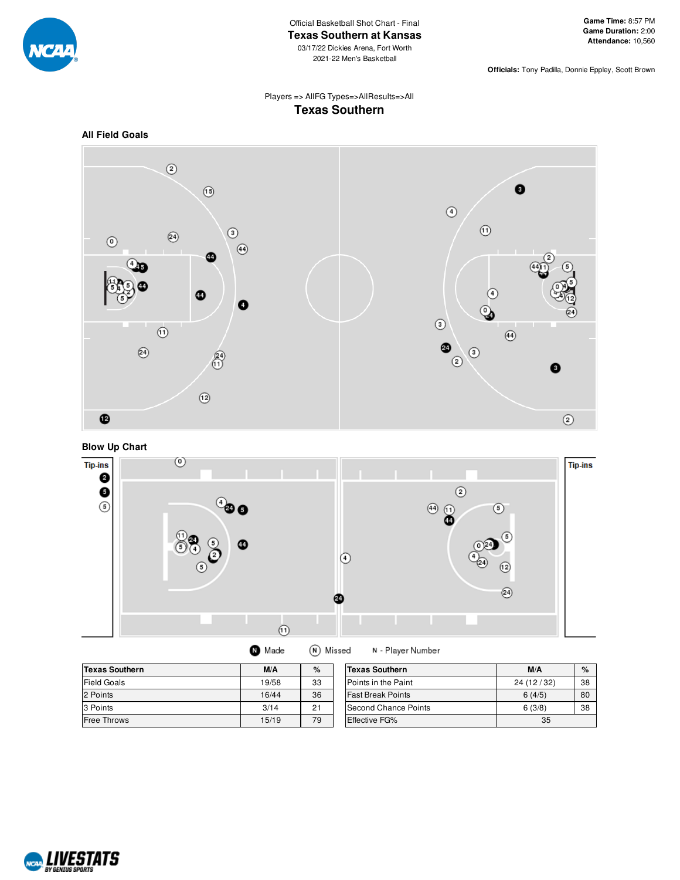Official Basketball Shot Chart - Final

# Texas Southern at Kansas

03/17/22 Dickies Arena, Fort Worth
2021-22 Men's Basketball

**Game Time:** 8:57 PM
**Game Duration:** 2:00
**Attendance:** 10,560

**Officials:** Tony Padilla, Donnie Eppley, Scott Brown

Players => AllFG Types=>AllResults=>All

## Texas Southern

### All Field Goals

### Blow Up Chart

Tip-ins

Tip-ins

Made    Missed    N - Player Number

| Texas Southern | M/A | % |
|---|---|---|
| Field Goals | 19/58 | 33 |
| 2 Points | 16/44 | 36 |
| 3 Points | 3/14 | 21 |
| Free Throws | 15/19 | 79 |

| Texas Southern | M/A | % |
|---|---|---|
| Points in the Paint | 24 (12 / 32) | 38 |
| Fast Break Points | 6 (4/5) | 80 |
| Second Chance Points | 6 (3/8) | 38 |
| Effective FG% | 35 | |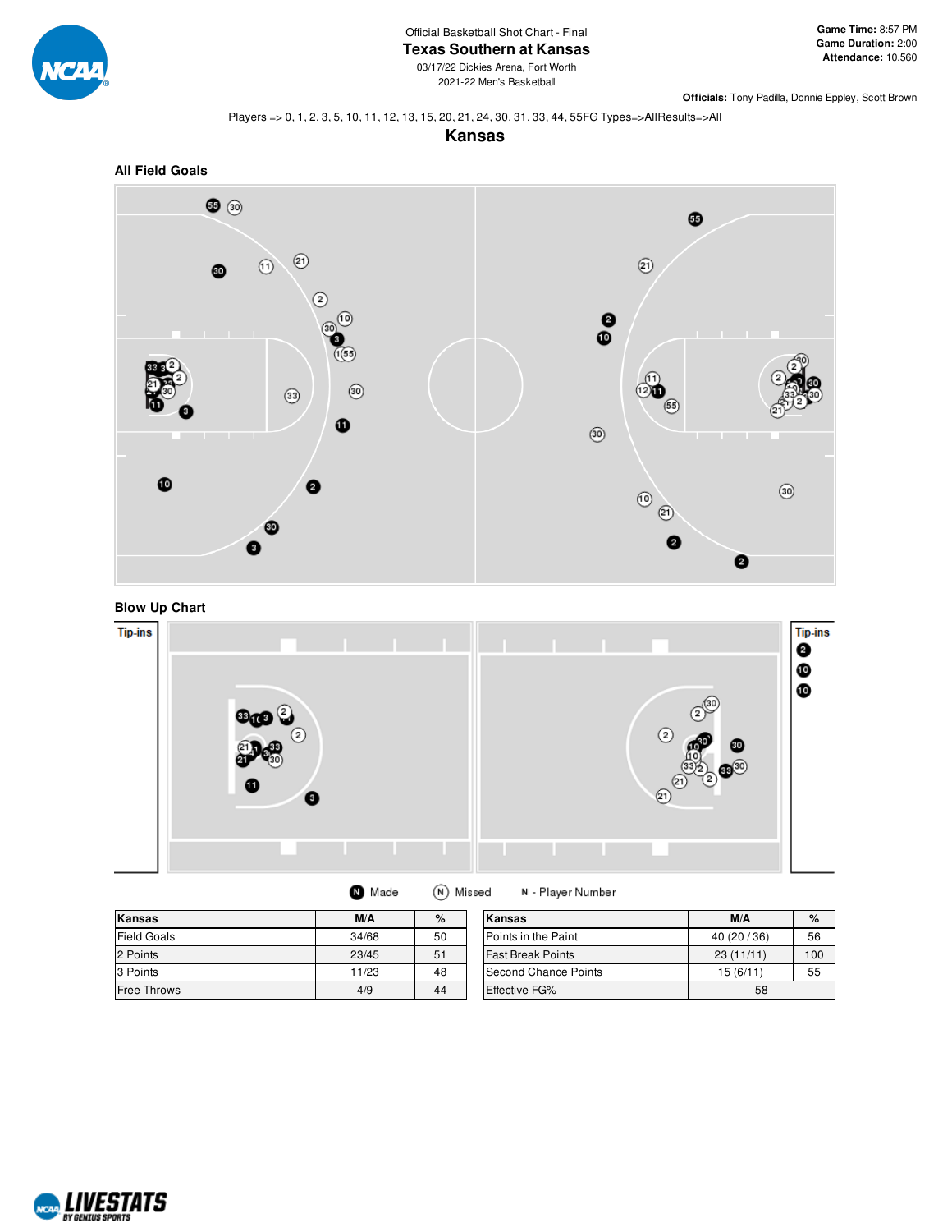Official Basketball Shot Chart - Final

# Texas Southern at Kansas

03/17/22 Dickies Arena, Fort Worth

2021-22 Men's Basketball

**Game Time:** 8:57 PM
**Game Duration:** 2:00
**Attendance:** 10,560

**Officials:** Tony Padilla, Donnie Eppley, Scott Brown

Players => 0, 1, 2, 3, 5, 10, 11, 12, 13, 15, 20, 21, 24, 30, 31, 33, 44, 55FG Types=>AllResults=>All

## Kansas

### All Field Goals

### Blow Up Chart

Tip-ins

Tip-ins

Made · Missed · N - Player Number

| Kansas | M/A | % |
|---|---|---|
| Field Goals | 34/68 | 50 |
| 2 Points | 23/45 | 51 |
| 3 Points | 11/23 | 48 |
| Free Throws | 4/9 | 44 |

| Kansas | M/A | % |
|---|---|---|
| Points in the Paint | 40 (20 / 36) | 56 |
| Fast Break Points | 23 (11/11) | 100 |
| Second Chance Points | 15 (6/11) | 55 |
| Effective FG% | 58 | |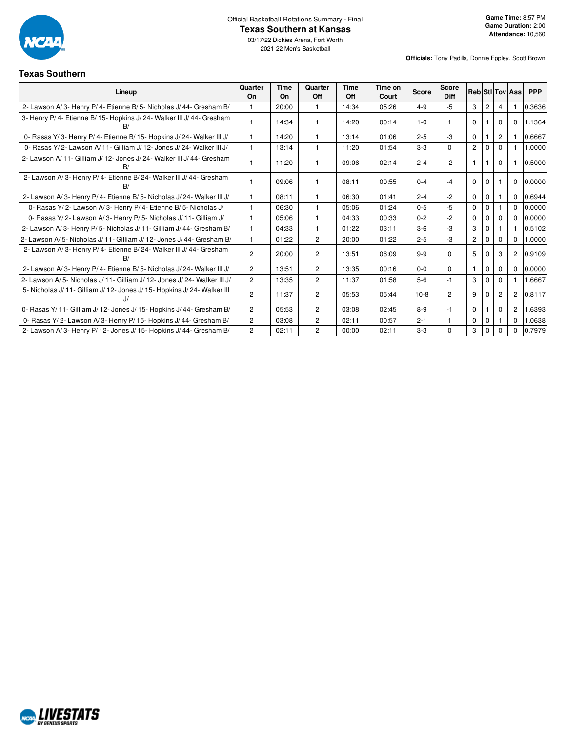Official Basketball Rotations Summary - Final

# Texas Southern at Kansas

03/17/22 Dickies Arena, Fort Worth
2021-22 Men's Basketball

**Game Time:** 8:57 PM
**Game Duration:** 2:00
**Attendance:** 10,560

**Officials:** Tony Padilla, Donnie Eppley, Scott Brown

## Texas Southern

| Lineup | Quarter On | Time On | Quarter Off | Time Off | Time on Court | Score | Score Diff | Reb | Stl | Tov | Ass | PPP |
|---|---|---|---|---|---|---|---|---|---|---|---|---|
| 2- Lawson A/ 3- Henry P/ 4- Etienne B/ 5- Nicholas J/ 44- Gresham B/ | 1 | 20:00 | 1 | 14:34 | 05:26 | 4-9 | -5 | 3 | 2 | 4 | 1 | 0.3636 |
| 3- Henry P/ 4- Etienne B/ 15- Hopkins J/ 24- Walker III J/ 44- Gresham B/ | 1 | 14:34 | 1 | 14:20 | 00:14 | 1-0 | 1 | 0 | 1 | 0 | 0 | 1.1364 |
| 0- Rasas Y/ 3- Henry P/ 4- Etienne B/ 15- Hopkins J/ 24- Walker III J/ | 1 | 14:20 | 1 | 13:14 | 01:06 | 2-5 | -3 | 0 | 1 | 2 | 1 | 0.6667 |
| 0- Rasas Y/ 2- Lawson A/ 11- Gilliam J/ 12- Jones J/ 24- Walker III J/ | 1 | 13:14 | 1 | 11:20 | 01:54 | 3-3 | 0 | 2 | 0 | 0 | 1 | 1.0000 |
| 2- Lawson A/ 11- Gilliam J/ 12- Jones J/ 24- Walker III J/ 44- Gresham B/ | 1 | 11:20 | 1 | 09:06 | 02:14 | 2-4 | -2 | 1 | 1 | 0 | 1 | 0.5000 |
| 2- Lawson A/ 3- Henry P/ 4- Etienne B/ 24- Walker III J/ 44- Gresham B/ | 1 | 09:06 | 1 | 08:11 | 00:55 | 0-4 | -4 | 0 | 0 | 1 | 0 | 0.0000 |
| 2- Lawson A/ 3- Henry P/ 4- Etienne B/ 5- Nicholas J/ 24- Walker III J/ | 1 | 08:11 | 1 | 06:30 | 01:41 | 2-4 | -2 | 0 | 0 | 1 | 0 | 0.6944 |
| 0- Rasas Y/ 2- Lawson A/ 3- Henry P/ 4- Etienne B/ 5- Nicholas J/ | 1 | 06:30 | 1 | 05:06 | 01:24 | 0-5 | -5 | 0 | 0 | 1 | 0 | 0.0000 |
| 0- Rasas Y/ 2- Lawson A/ 3- Henry P/ 5- Nicholas J/ 11- Gilliam J/ | 1 | 05:06 | 1 | 04:33 | 00:33 | 0-2 | -2 | 0 | 0 | 0 | 0 | 0.0000 |
| 2- Lawson A/ 3- Henry P/ 5- Nicholas J/ 11- Gilliam J/ 44- Gresham B/ | 1 | 04:33 | 1 | 01:22 | 03:11 | 3-6 | -3 | 3 | 0 | 1 | 1 | 0.5102 |
| 2- Lawson A/ 5- Nicholas J/ 11- Gilliam J/ 12- Jones J/ 44- Gresham B/ | 1 | 01:22 | 2 | 20:00 | 01:22 | 2-5 | -3 | 2 | 0 | 0 | 0 | 1.0000 |
| 2- Lawson A/ 3- Henry P/ 4- Etienne B/ 24- Walker III J/ 44- Gresham B/ | 2 | 20:00 | 2 | 13:51 | 06:09 | 9-9 | 0 | 5 | 0 | 3 | 2 | 0.9109 |
| 2- Lawson A/ 3- Henry P/ 4- Etienne B/ 5- Nicholas J/ 24- Walker III J/ | 2 | 13:51 | 2 | 13:35 | 00:16 | 0-0 | 0 | 1 | 0 | 0 | 0 | 0.0000 |
| 2- Lawson A/ 5- Nicholas J/ 11- Gilliam J/ 12- Jones J/ 24- Walker III J/ | 2 | 13:35 | 2 | 11:37 | 01:58 | 5-6 | -1 | 3 | 0 | 0 | 1 | 1.6667 |
| 5- Nicholas J/ 11- Gilliam J/ 12- Jones J/ 15- Hopkins J/ 24- Walker III J/ | 2 | 11:37 | 2 | 05:53 | 05:44 | 10-8 | 2 | 9 | 0 | 2 | 2 | 0.8117 |
| 0- Rasas Y/ 11- Gilliam J/ 12- Jones J/ 15- Hopkins J/ 44- Gresham B/ | 2 | 05:53 | 2 | 03:08 | 02:45 | 8-9 | -1 | 0 | 1 | 0 | 2 | 1.6393 |
| 0- Rasas Y/ 2- Lawson A/ 3- Henry P/ 15- Hopkins J/ 44- Gresham B/ | 2 | 03:08 | 2 | 02:11 | 00:57 | 2-1 | 1 | 0 | 0 | 1 | 0 | 1.0638 |
| 2- Lawson A/ 3- Henry P/ 12- Jones J/ 15- Hopkins J/ 44- Gresham B/ | 2 | 02:11 | 2 | 00:00 | 02:11 | 3-3 | 0 | 3 | 0 | 0 | 0 | 0.7979 |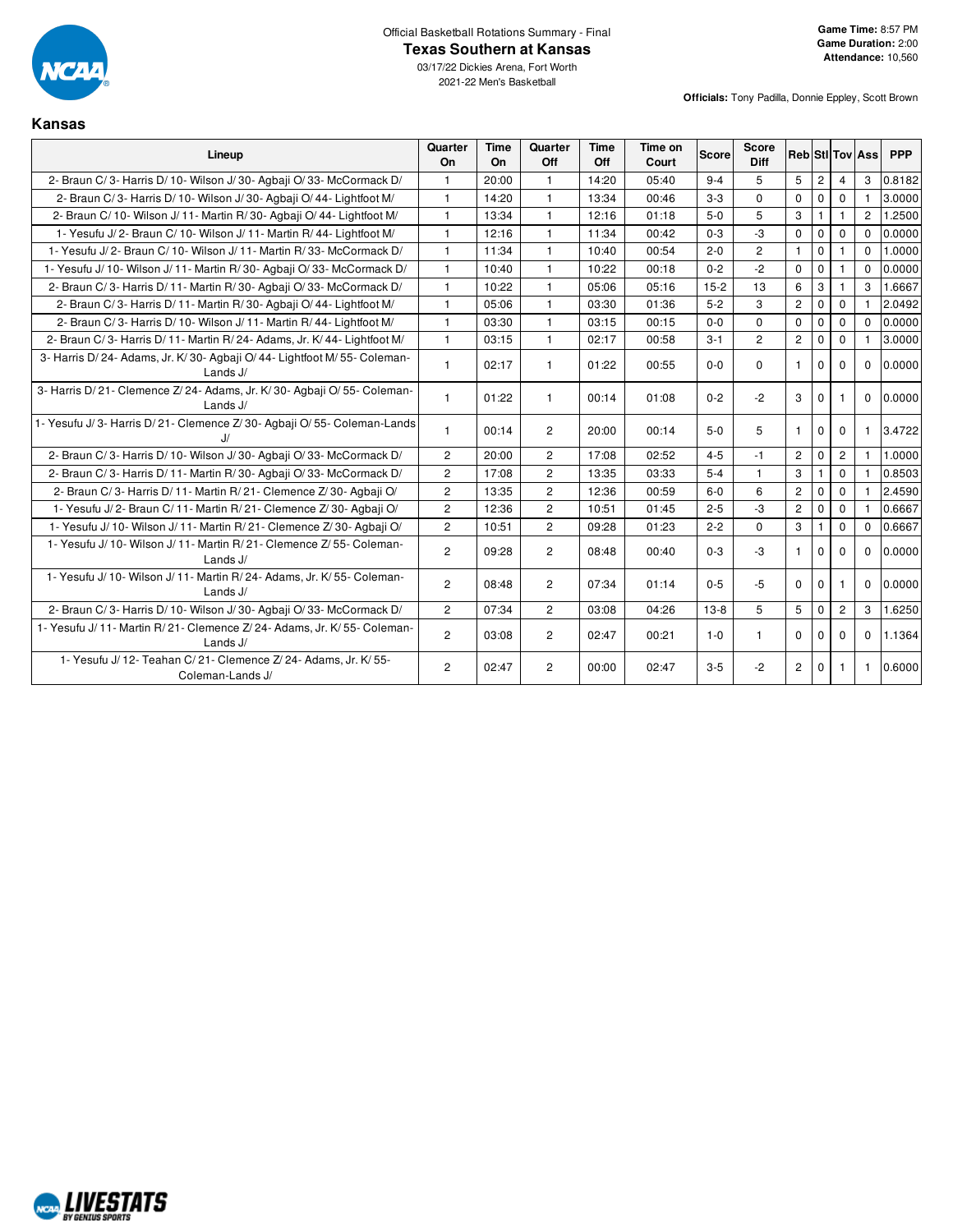Official Basketball Rotations Summary - Final

# Texas Southern at Kansas

03/17/22 Dickies Arena, Fort Worth

2021-22 Men's Basketball

**Game Time:** 8:57 PM
**Game Duration:** 2:00
**Attendance:** 10,560

**Officials:** Tony Padilla, Donnie Eppley, Scott Brown

## Kansas

| Lineup | Quarter On | Time On | Quarter Off | Time Off | Time on Court | Score | Score Diff | Reb | Stl | Tov | Ass | PPP |
|---|---|---|---|---|---|---|---|---|---|---|---|---|
| 2- Braun C/ 3- Harris D/ 10- Wilson J/ 30- Agbaji O/ 33- McCormack D/ | 1 | 20:00 | 1 | 14:20 | 05:40 | 9-4 | 5 | 5 | 2 | 4 | 3 | 0.8182 |
| 2- Braun C/ 3- Harris D/ 10- Wilson J/ 30- Agbaji O/ 44- Lightfoot M/ | 1 | 14:20 | 1 | 13:34 | 00:46 | 3-3 | 0 | 0 | 0 | 0 | 1 | 3.0000 |
| 2- Braun C/ 10- Wilson J/ 11- Martin R/ 30- Agbaji O/ 44- Lightfoot M/ | 1 | 13:34 | 1 | 12:16 | 01:18 | 5-0 | 5 | 3 | 1 | 1 | 2 | 1.2500 |
| 1- Yesufu J/ 2- Braun C/ 10- Wilson J/ 11- Martin R/ 44- Lightfoot M/ | 1 | 12:16 | 1 | 11:34 | 00:42 | 0-3 | -3 | 0 | 0 | 0 | 0 | 0.0000 |
| 1- Yesufu J/ 2- Braun C/ 10- Wilson J/ 11- Martin R/ 33- McCormack D/ | 1 | 11:34 | 1 | 10:40 | 00:54 | 2-0 | 2 | 1 | 0 | 1 | 0 | 1.0000 |
| 1- Yesufu J/ 10- Wilson J/ 11- Martin R/ 30- Agbaji O/ 33- McCormack D/ | 1 | 10:40 | 1 | 10:22 | 00:18 | 0-2 | -2 | 0 | 0 | 1 | 0 | 0.0000 |
| 2- Braun C/ 3- Harris D/ 11- Martin R/ 30- Agbaji O/ 33- McCormack D/ | 1 | 10:22 | 1 | 05:06 | 05:16 | 15-2 | 13 | 6 | 3 | 1 | 3 | 1.6667 |
| 2- Braun C/ 3- Harris D/ 11- Martin R/ 30- Agbaji O/ 44- Lightfoot M/ | 1 | 05:06 | 1 | 03:30 | 01:36 | 5-2 | 3 | 2 | 0 | 0 | 1 | 2.0492 |
| 2- Braun C/ 3- Harris D/ 10- Wilson J/ 11- Martin R/ 44- Lightfoot M/ | 1 | 03:30 | 1 | 03:15 | 00:15 | 0-0 | 0 | 0 | 0 | 0 | 0 | 0.0000 |
| 2- Braun C/ 3- Harris D/ 11- Martin R/ 24- Adams, Jr. K/ 44- Lightfoot M/ | 1 | 03:15 | 1 | 02:17 | 00:58 | 3-1 | 2 | 2 | 0 | 0 | 1 | 3.0000 |
| 3- Harris D/ 24- Adams, Jr. K/ 30- Agbaji O/ 44- Lightfoot M/ 55- Coleman-Lands J/ | 1 | 02:17 | 1 | 01:22 | 00:55 | 0-0 | 0 | 1 | 0 | 0 | 0 | 0.0000 |
| 3- Harris D/ 21- Clemence Z/ 24- Adams, Jr. K/ 30- Agbaji O/ 55- Coleman-Lands J/ | 1 | 01:22 | 1 | 00:14 | 01:08 | 0-2 | -2 | 3 | 0 | 1 | 0 | 0.0000 |
| 1- Yesufu J/ 3- Harris D/ 21- Clemence Z/ 30- Agbaji O/ 55- Coleman-Lands J/ | 1 | 00:14 | 2 | 20:00 | 00:14 | 5-0 | 5 | 1 | 0 | 0 | 1 | 3.4722 |
| 2- Braun C/ 3- Harris D/ 10- Wilson J/ 30- Agbaji O/ 33- McCormack D/ | 2 | 20:00 | 2 | 17:08 | 02:52 | 4-5 | -1 | 2 | 0 | 2 | 1 | 1.0000 |
| 2- Braun C/ 3- Harris D/ 11- Martin R/ 30- Agbaji O/ 33- McCormack D/ | 2 | 17:08 | 2 | 13:35 | 03:33 | 5-4 | 1 | 3 | 1 | 0 | 1 | 0.8503 |
| 2- Braun C/ 3- Harris D/ 11- Martin R/ 21- Clemence Z/ 30- Agbaji O/ | 2 | 13:35 | 2 | 12:36 | 00:59 | 6-0 | 6 | 2 | 0 | 0 | 1 | 2.4590 |
| 1- Yesufu J/ 2- Braun C/ 11- Martin R/ 21- Clemence Z/ 30- Agbaji O/ | 2 | 12:36 | 2 | 10:51 | 01:45 | 2-5 | -3 | 2 | 0 | 0 | 1 | 0.6667 |
| 1- Yesufu J/ 10- Wilson J/ 11- Martin R/ 21- Clemence Z/ 30- Agbaji O/ | 2 | 10:51 | 2 | 09:28 | 01:23 | 2-2 | 0 | 3 | 1 | 0 | 0 | 0.6667 |
| 1- Yesufu J/ 10- Wilson J/ 11- Martin R/ 21- Clemence Z/ 55- Coleman-Lands J/ | 2 | 09:28 | 2 | 08:48 | 00:40 | 0-3 | -3 | 1 | 0 | 0 | 0 | 0.0000 |
| 1- Yesufu J/ 10- Wilson J/ 11- Martin R/ 24- Adams, Jr. K/ 55- Coleman-Lands J/ | 2 | 08:48 | 2 | 07:34 | 01:14 | 0-5 | -5 | 0 | 0 | 1 | 0 | 0.0000 |
| 2- Braun C/ 3- Harris D/ 10- Wilson J/ 30- Agbaji O/ 33- McCormack D/ | 2 | 07:34 | 2 | 03:08 | 04:26 | 13-8 | 5 | 5 | 0 | 2 | 3 | 1.6250 |
| 1- Yesufu J/ 11- Martin R/ 21- Clemence Z/ 24- Adams, Jr. K/ 55- Coleman-Lands J/ | 2 | 03:08 | 2 | 02:47 | 00:21 | 1-0 | 1 | 0 | 0 | 0 | 0 | 1.1364 |
| 1- Yesufu J/ 12- Teahan C/ 21- Clemence Z/ 24- Adams, Jr. K/ 55- Coleman-Lands J/ | 2 | 02:47 | 2 | 00:00 | 02:47 | 3-5 | -2 | 2 | 0 | 1 | 1 | 0.6000 |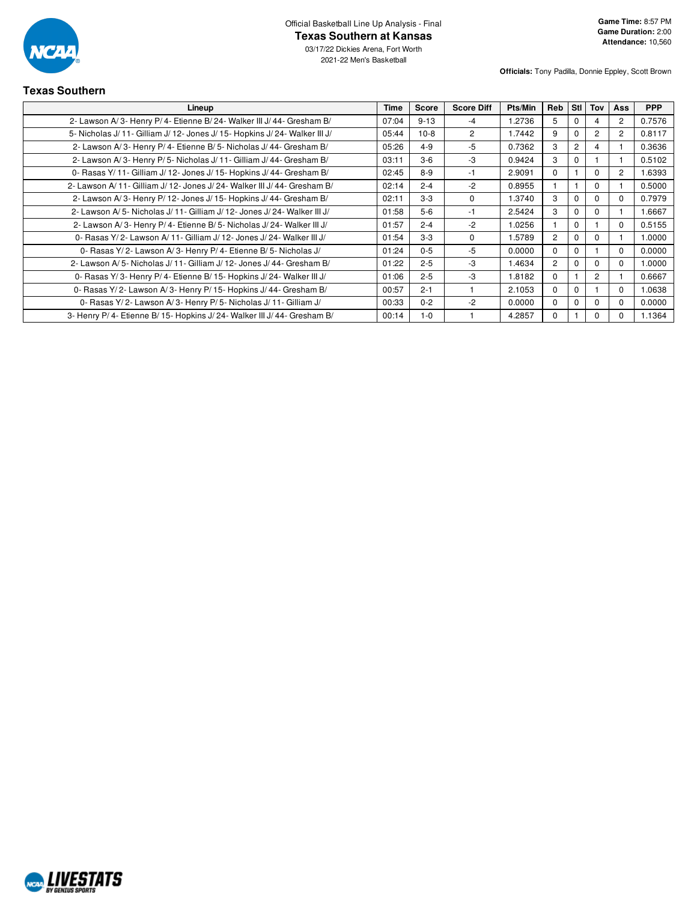Official Basketball Line Up Analysis - Final

# Texas Southern at Kansas

03/17/22 Dickies Arena, Fort Worth

2021-22 Men's Basketball

**Game Time:** 8:57 PM
**Game Duration:** 2:00
**Attendance:** 10,560

**Officials:** Tony Padilla, Donnie Eppley, Scott Brown

## Texas Southern

| Lineup | Time | Score | Score Diff | Pts/Min | Reb | Stl | Tov | Ass | PPP |
|---|---|---|---|---|---|---|---|---|---|
| 2- Lawson A/ 3- Henry P/ 4- Etienne B/ 24- Walker III J/ 44- Gresham B/ | 07:04 | 9-13 | -4 | 1.2736 | 5 | 0 | 4 | 2 | 0.7576 |
| 5- Nicholas J/ 11- Gilliam J/ 12- Jones J/ 15- Hopkins J/ 24- Walker III J/ | 05:44 | 10-8 | 2 | 1.7442 | 9 | 0 | 2 | 2 | 0.8117 |
| 2- Lawson A/ 3- Henry P/ 4- Etienne B/ 5- Nicholas J/ 44- Gresham B/ | 05:26 | 4-9 | -5 | 0.7362 | 3 | 2 | 4 | 1 | 0.3636 |
| 2- Lawson A/ 3- Henry P/ 5- Nicholas J/ 11- Gilliam J/ 44- Gresham B/ | 03:11 | 3-6 | -3 | 0.9424 | 3 | 0 | 1 | 1 | 0.5102 |
| 0- Rasas Y/ 11- Gilliam J/ 12- Jones J/ 15- Hopkins J/ 44- Gresham B/ | 02:45 | 8-9 | -1 | 2.9091 | 0 | 1 | 0 | 2 | 1.6393 |
| 2- Lawson A/ 11- Gilliam J/ 12- Jones J/ 24- Walker III J/ 44- Gresham B/ | 02:14 | 2-4 | -2 | 0.8955 | 1 | 1 | 0 | 1 | 0.5000 |
| 2- Lawson A/ 3- Henry P/ 12- Jones J/ 15- Hopkins J/ 44- Gresham B/ | 02:11 | 3-3 | 0 | 1.3740 | 3 | 0 | 0 | 0 | 0.7979 |
| 2- Lawson A/ 5- Nicholas J/ 11- Gilliam J/ 12- Jones J/ 24- Walker III J/ | 01:58 | 5-6 | -1 | 2.5424 | 3 | 0 | 0 | 1 | 1.6667 |
| 2- Lawson A/ 3- Henry P/ 4- Etienne B/ 5- Nicholas J/ 24- Walker III J/ | 01:57 | 2-4 | -2 | 1.0256 | 1 | 0 | 1 | 0 | 0.5155 |
| 0- Rasas Y/ 2- Lawson A/ 11- Gilliam J/ 12- Jones J/ 24- Walker III J/ | 01:54 | 3-3 | 0 | 1.5789 | 2 | 0 | 0 | 1 | 1.0000 |
| 0- Rasas Y/ 2- Lawson A/ 3- Henry P/ 4- Etienne B/ 5- Nicholas J/ | 01:24 | 0-5 | -5 | 0.0000 | 0 | 0 | 1 | 0 | 0.0000 |
| 2- Lawson A/ 5- Nicholas J/ 11- Gilliam J/ 12- Jones J/ 44- Gresham B/ | 01:22 | 2-5 | -3 | 1.4634 | 2 | 0 | 0 | 0 | 1.0000 |
| 0- Rasas Y/ 3- Henry P/ 4- Etienne B/ 15- Hopkins J/ 24- Walker III J/ | 01:06 | 2-5 | -3 | 1.8182 | 0 | 1 | 2 | 1 | 0.6667 |
| 0- Rasas Y/ 2- Lawson A/ 3- Henry P/ 15- Hopkins J/ 44- Gresham B/ | 00:57 | 2-1 | 1 | 2.1053 | 0 | 0 | 1 | 0 | 1.0638 |
| 0- Rasas Y/ 2- Lawson A/ 3- Henry P/ 5- Nicholas J/ 11- Gilliam J/ | 00:33 | 0-2 | -2 | 0.0000 | 0 | 0 | 0 | 0 | 0.0000 |
| 3- Henry P/ 4- Etienne B/ 15- Hopkins J/ 24- Walker III J/ 44- Gresham B/ | 00:14 | 1-0 | 1 | 4.2857 | 0 | 1 | 0 | 0 | 1.1364 |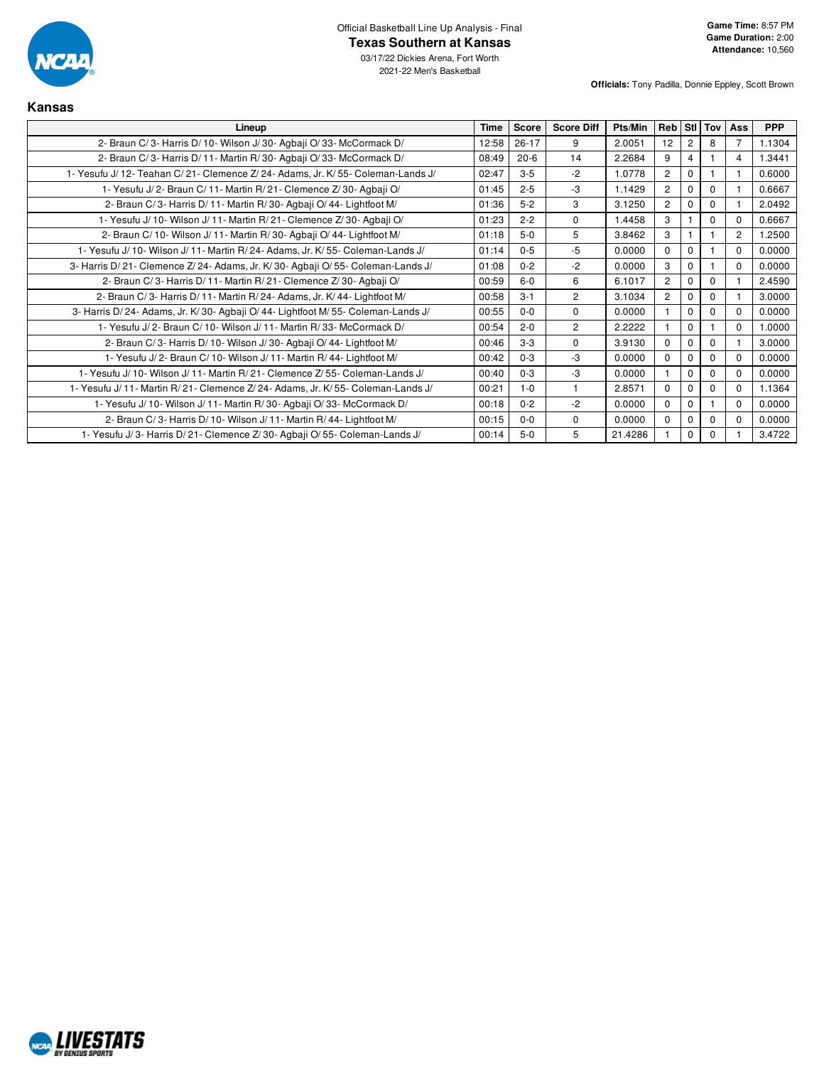Official Basketball Line Up Analysis - Final

# Texas Southern at Kansas

03/17/22 Dickies Arena, Fort Worth

2021-22 Men's Basketball

**Game Time:** 8:57 PM
**Game Duration:** 2:00
**Attendance:** 10,560

**Officials:** Tony Padilla, Donnie Eppley, Scott Brown

## Kansas

| Lineup | Time | Score | Score Diff | Pts/Min | Reb | Stl | Tov | Ass | PPP |
|---|---|---|---|---|---|---|---|---|---|
| 2- Braun C/ 3- Harris D/ 10- Wilson J/ 30- Agbaji O/ 33- McCormack D/ | 12:58 | 26-17 | 9 | 2.0051 | 12 | 2 | 8 | 7 | 1.1304 |
| 2- Braun C/ 3- Harris D/ 11- Martin R/ 30- Agbaji O/ 33- McCormack D/ | 08:49 | 20-6 | 14 | 2.2684 | 9 | 4 | 1 | 4 | 1.3441 |
| 1- Yesufu J/ 12- Teahan C/ 21- Clemence Z/ 24- Adams, Jr. K/ 55- Coleman-Lands J/ | 02:47 | 3-5 | -2 | 1.0778 | 2 | 0 | 1 | 1 | 0.6000 |
| 1- Yesufu J/ 2- Braun C/ 11- Martin R/ 21- Clemence Z/ 30- Agbaji O/ | 01:45 | 2-5 | -3 | 1.1429 | 2 | 0 | 0 | 1 | 0.6667 |
| 2- Braun C/ 3- Harris D/ 11- Martin R/ 30- Agbaji O/ 44- Lightfoot M/ | 01:36 | 5-2 | 3 | 3.1250 | 2 | 0 | 0 | 1 | 2.0492 |
| 1- Yesufu J/ 10- Wilson J/ 11- Martin R/ 21- Clemence Z/ 30- Agbaji O/ | 01:23 | 2-2 | 0 | 1.4458 | 3 | 1 | 0 | 0 | 0.6667 |
| 2- Braun C/ 10- Wilson J/ 11- Martin R/ 30- Agbaji O/ 44- Lightfoot M/ | 01:18 | 5-0 | 5 | 3.8462 | 3 | 1 | 1 | 2 | 1.2500 |
| 1- Yesufu J/ 10- Wilson J/ 11- Martin R/ 24- Adams, Jr. K/ 55- Coleman-Lands J/ | 01:14 | 0-5 | -5 | 0.0000 | 0 | 0 | 1 | 0 | 0.0000 |
| 3- Harris D/ 21- Clemence Z/ 24- Adams, Jr. K/ 30- Agbaji O/ 55- Coleman-Lands J/ | 01:08 | 0-2 | -2 | 0.0000 | 3 | 0 | 1 | 0 | 0.0000 |
| 2- Braun C/ 3- Harris D/ 11- Martin R/ 21- Clemence Z/ 30- Agbaji O/ | 00:59 | 6-0 | 6 | 6.1017 | 2 | 0 | 0 | 1 | 2.4590 |
| 2- Braun C/ 3- Harris D/ 11- Martin R/ 24- Adams, Jr. K/ 44- Lightfoot M/ | 00:58 | 3-1 | 2 | 3.1034 | 2 | 0 | 0 | 1 | 3.0000 |
| 3- Harris D/ 24- Adams, Jr. K/ 30- Agbaji O/ 44- Lightfoot M/ 55- Coleman-Lands J/ | 00:55 | 0-0 | 0 | 0.0000 | 1 | 0 | 0 | 0 | 0.0000 |
| 1- Yesufu J/ 2- Braun C/ 10- Wilson J/ 11- Martin R/ 33- McCormack D/ | 00:54 | 2-0 | 2 | 2.2222 | 1 | 0 | 1 | 0 | 1.0000 |
| 2- Braun C/ 3- Harris D/ 10- Wilson J/ 30- Agbaji O/ 44- Lightfoot M/ | 00:46 | 3-3 | 0 | 3.9130 | 0 | 0 | 0 | 1 | 3.0000 |
| 1- Yesufu J/ 2- Braun C/ 10- Wilson J/ 11- Martin R/ 44- Lightfoot M/ | 00:42 | 0-3 | -3 | 0.0000 | 0 | 0 | 0 | 0 | 0.0000 |
| 1- Yesufu J/ 10- Wilson J/ 11- Martin R/ 21- Clemence Z/ 55- Coleman-Lands J/ | 00:40 | 0-3 | -3 | 0.0000 | 1 | 0 | 0 | 0 | 0.0000 |
| 1- Yesufu J/ 11- Martin R/ 21- Clemence Z/ 24- Adams, Jr. K/ 55- Coleman-Lands J/ | 00:21 | 1-0 | 1 | 2.8571 | 0 | 0 | 0 | 0 | 1.1364 |
| 1- Yesufu J/ 10- Wilson J/ 11- Martin R/ 30- Agbaji O/ 33- McCormack D/ | 00:18 | 0-2 | -2 | 0.0000 | 0 | 0 | 1 | 0 | 0.0000 |
| 2- Braun C/ 3- Harris D/ 10- Wilson J/ 11- Martin R/ 44- Lightfoot M/ | 00:15 | 0-0 | 0 | 0.0000 | 0 | 0 | 0 | 0 | 0.0000 |
| 1- Yesufu J/ 3- Harris D/ 21- Clemence Z/ 30- Agbaji O/ 55- Coleman-Lands J/ | 00:14 | 5-0 | 5 | 21.4286 | 1 | 0 | 0 | 1 | 3.4722 |